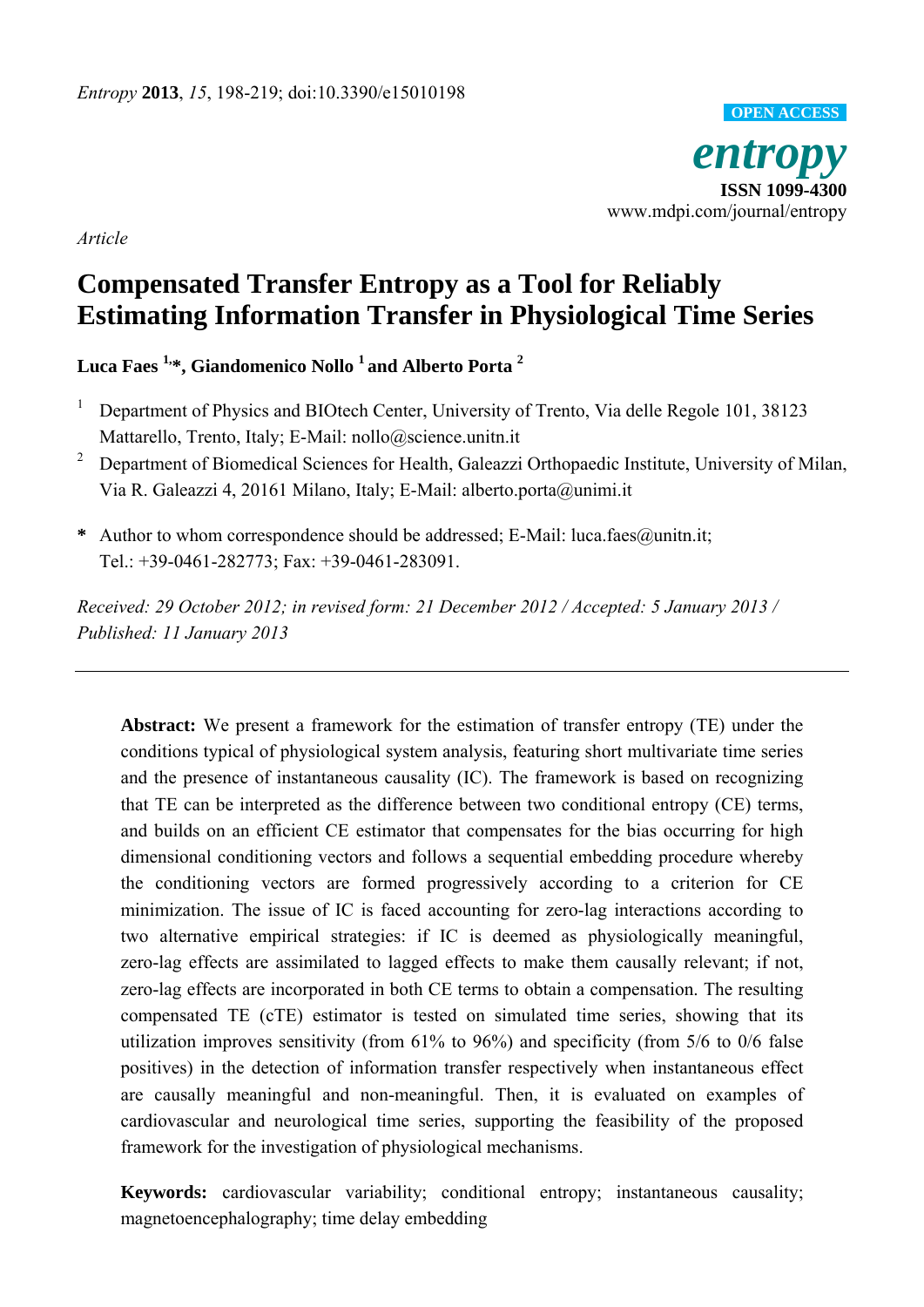*Entropy* **2013**, *15*, 198-219; doi:10.3390/e15010198

OPEN ACCESS

*entropy*
**ISSN 1099-4300**
www.mdpi.com/journal/entropy

*Article*

# Compensated Transfer Entropy as a Tool for Reliably Estimating Information Transfer in Physiological Time Series

**Luca Faes [1,*], Giandomenico Nollo [1] and Alberto Porta [2]**

[1] Department of Physics and BIOtech Center, University of Trento, Via delle Regole 101, 38123 Mattarello, Trento, Italy; E-Mail: nollo@science.unitn.it

[2] Department of Biomedical Sciences for Health, Galeazzi Orthopaedic Institute, University of Milan, Via R. Galeazzi 4, 20161 Milano, Italy; E-Mail: alberto.porta@unimi.it

**\*** Author to whom correspondence should be addressed; E-Mail: luca.faes@unitn.it; Tel.: +39-0461-282773; Fax: +39-0461-283091.

*Received: 29 October 2012; in revised form: 21 December 2012 / Accepted: 5 January 2013 / Published: 11 January 2013*

---

**Abstract:** We present a framework for the estimation of transfer entropy (TE) under the conditions typical of physiological system analysis, featuring short multivariate time series and the presence of instantaneous causality (IC). The framework is based on recognizing that TE can be interpreted as the difference between two conditional entropy (CE) terms, and builds on an efficient CE estimator that compensates for the bias occurring for high dimensional conditioning vectors and follows a sequential embedding procedure whereby the conditioning vectors are formed progressively according to a criterion for CE minimization. The issue of IC is faced accounting for zero-lag interactions according to two alternative empirical strategies: if IC is deemed as physiologically meaningful, zero-lag effects are assimilated to lagged effects to make them causally relevant; if not, zero-lag effects are incorporated in both CE terms to obtain a compensation. The resulting compensated TE (cTE) estimator is tested on simulated time series, showing that its utilization improves sensitivity (from 61% to 96%) and specificity (from 5/6 to 0/6 false positives) in the detection of information transfer respectively when instantaneous effect are causally meaningful and non-meaningful. Then, it is evaluated on examples of cardiovascular and neurological time series, supporting the feasibility of the proposed framework for the investigation of physiological mechanisms.

**Keywords:** cardiovascular variability; conditional entropy; instantaneous causality; magnetoencephalography; time delay embedding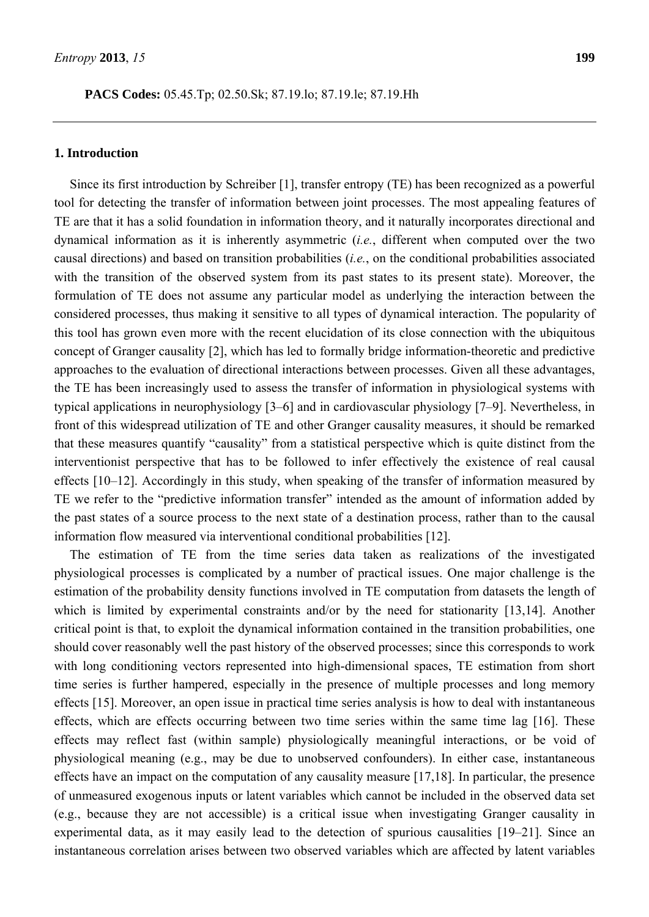**PACS Codes:** 05.45.Tp; 02.50.Sk; 87.19.lo; 87.19.le; 87.19.Hh

## 1. Introduction

Since its first introduction by Schreiber [1], transfer entropy (TE) has been recognized as a powerful tool for detecting the transfer of information between joint processes. The most appealing features of TE are that it has a solid foundation in information theory, and it naturally incorporates directional and dynamical information as it is inherently asymmetric (*i.e.*, different when computed over the two causal directions) and based on transition probabilities (*i.e.*, on the conditional probabilities associated with the transition of the observed system from its past states to its present state). Moreover, the formulation of TE does not assume any particular model as underlying the interaction between the considered processes, thus making it sensitive to all types of dynamical interaction. The popularity of this tool has grown even more with the recent elucidation of its close connection with the ubiquitous concept of Granger causality [2], which has led to formally bridge information-theoretic and predictive approaches to the evaluation of directional interactions between processes. Given all these advantages, the TE has been increasingly used to assess the transfer of information in physiological systems with typical applications in neurophysiology [3–6] and in cardiovascular physiology [7–9]. Nevertheless, in front of this widespread utilization of TE and other Granger causality measures, it should be remarked that these measures quantify "causality" from a statistical perspective which is quite distinct from the interventionist perspective that has to be followed to infer effectively the existence of real causal effects [10–12]. Accordingly in this study, when speaking of the transfer of information measured by TE we refer to the "predictive information transfer" intended as the amount of information added by the past states of a source process to the next state of a destination process, rather than to the causal information flow measured via interventional conditional probabilities [12].

The estimation of TE from the time series data taken as realizations of the investigated physiological processes is complicated by a number of practical issues. One major challenge is the estimation of the probability density functions involved in TE computation from datasets the length of which is limited by experimental constraints and/or by the need for stationarity [13,14]. Another critical point is that, to exploit the dynamical information contained in the transition probabilities, one should cover reasonably well the past history of the observed processes; since this corresponds to work with long conditioning vectors represented into high-dimensional spaces, TE estimation from short time series is further hampered, especially in the presence of multiple processes and long memory effects [15]. Moreover, an open issue in practical time series analysis is how to deal with instantaneous effects, which are effects occurring between two time series within the same time lag [16]. These effects may reflect fast (within sample) physiologically meaningful interactions, or be void of physiological meaning (e.g., may be due to unobserved confounders). In either case, instantaneous effects have an impact on the computation of any causality measure [17,18]. In particular, the presence of unmeasured exogenous inputs or latent variables which cannot be included in the observed data set (e.g., because they are not accessible) is a critical issue when investigating Granger causality in experimental data, as it may easily lead to the detection of spurious causalities [19–21]. Since an instantaneous correlation arises between two observed variables which are affected by latent variables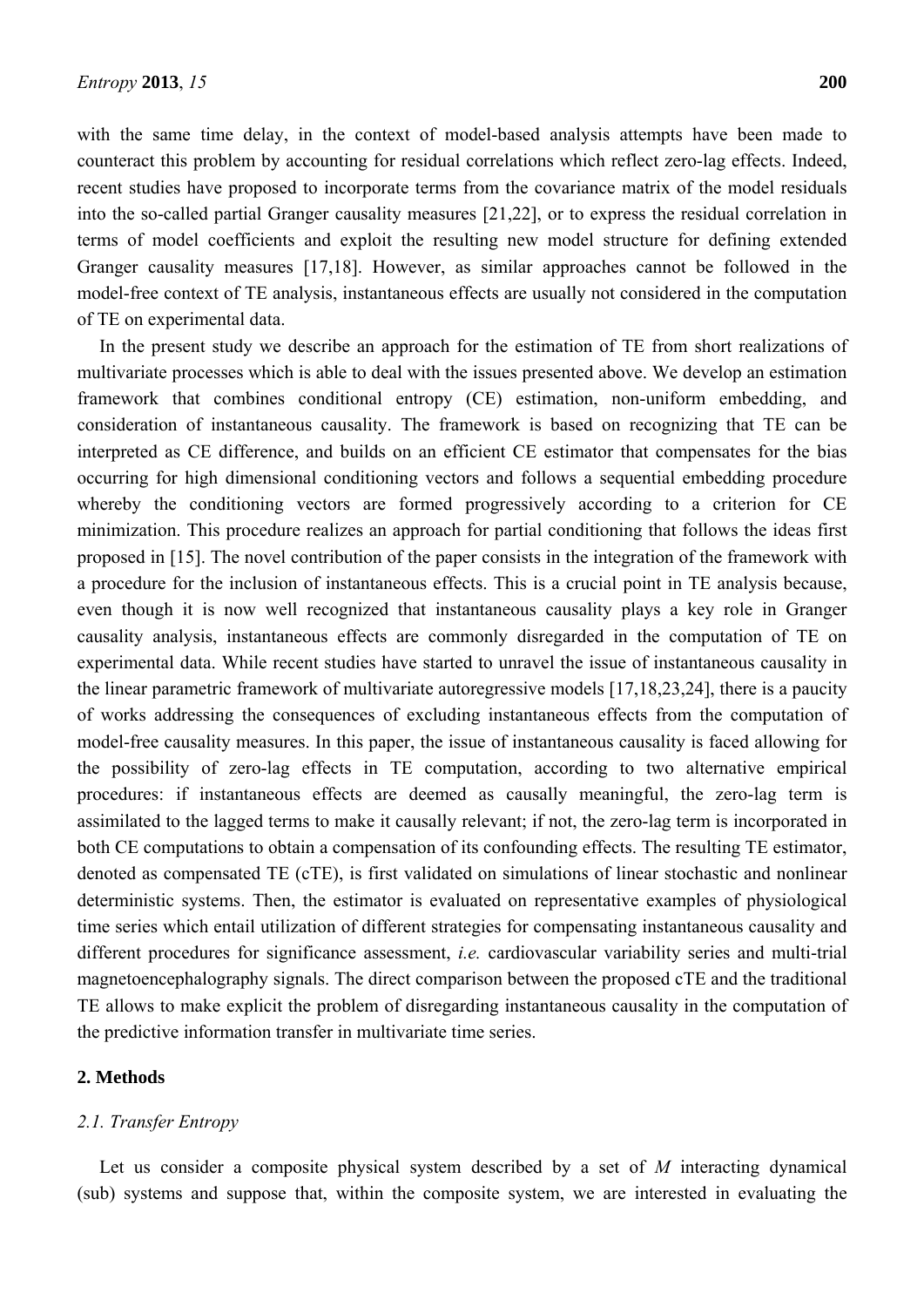with the same time delay, in the context of model-based analysis attempts have been made to counteract this problem by accounting for residual correlations which reflect zero-lag effects. Indeed, recent studies have proposed to incorporate terms from the covariance matrix of the model residuals into the so-called partial Granger causality measures [21,22], or to express the residual correlation in terms of model coefficients and exploit the resulting new model structure for defining extended Granger causality measures [17,18]. However, as similar approaches cannot be followed in the model-free context of TE analysis, instantaneous effects are usually not considered in the computation of TE on experimental data.

In the present study we describe an approach for the estimation of TE from short realizations of multivariate processes which is able to deal with the issues presented above. We develop an estimation framework that combines conditional entropy (CE) estimation, non-uniform embedding, and consideration of instantaneous causality. The framework is based on recognizing that TE can be interpreted as CE difference, and builds on an efficient CE estimator that compensates for the bias occurring for high dimensional conditioning vectors and follows a sequential embedding procedure whereby the conditioning vectors are formed progressively according to a criterion for CE minimization. This procedure realizes an approach for partial conditioning that follows the ideas first proposed in [15]. The novel contribution of the paper consists in the integration of the framework with a procedure for the inclusion of instantaneous effects. This is a crucial point in TE analysis because, even though it is now well recognized that instantaneous causality plays a key role in Granger causality analysis, instantaneous effects are commonly disregarded in the computation of TE on experimental data. While recent studies have started to unravel the issue of instantaneous causality in the linear parametric framework of multivariate autoregressive models [17,18,23,24], there is a paucity of works addressing the consequences of excluding instantaneous effects from the computation of model-free causality measures. In this paper, the issue of instantaneous causality is faced allowing for the possibility of zero-lag effects in TE computation, according to two alternative empirical procedures: if instantaneous effects are deemed as causally meaningful, the zero-lag term is assimilated to the lagged terms to make it causally relevant; if not, the zero-lag term is incorporated in both CE computations to obtain a compensation of its confounding effects. The resulting TE estimator, denoted as compensated TE (cTE), is first validated on simulations of linear stochastic and nonlinear deterministic systems. Then, the estimator is evaluated on representative examples of physiological time series which entail utilization of different strategies for compensating instantaneous causality and different procedures for significance assessment, *i.e.* cardiovascular variability series and multi-trial magnetoencephalography signals. The direct comparison between the proposed cTE and the traditional TE allows to make explicit the problem of disregarding instantaneous causality in the computation of the predictive information transfer in multivariate time series.

## 2. Methods

### *2.1. Transfer Entropy*

Let us consider a composite physical system described by a set of $M$ interacting dynamical (sub) systems and suppose that, within the composite system, we are interested in evaluating the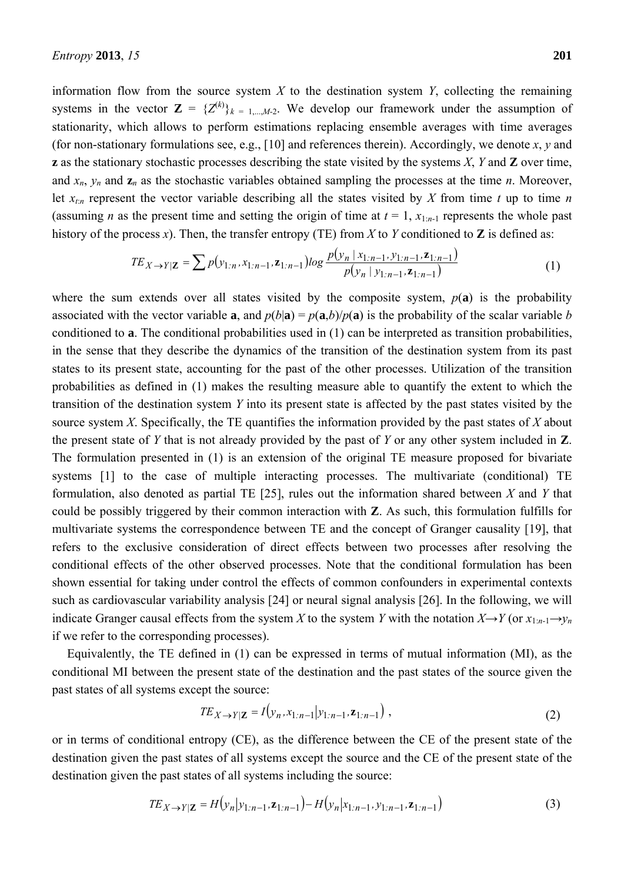information flow from the source system $X$ to the destination system $Y$, collecting the remaining systems in the vector $\mathbf{Z} = \{Z^{(k)}\}_{k = 1,...,M-2}$. We develop our framework under the assumption of stationarity, which allows to perform estimations replacing ensemble averages with time averages (for non-stationary formulations see, e.g., [10] and references therein). Accordingly, we denote $x$, $y$ and $\mathbf{z}$ as the stationary stochastic processes describing the state visited by the systems $X$, $Y$ and $\mathbf{Z}$ over time, and $x_n$, $y_n$ and $\mathbf{z}_n$ as the stochastic variables obtained sampling the processes at the time $n$. Moreover, let $x_{t:n}$ represent the vector variable describing all the states visited by $X$ from time $t$ up to time $n$ (assuming $n$ as the present time and setting the origin of time at $t = 1$, $x_{1:n-1}$ represents the whole past history of the process $x$). Then, the transfer entropy (TE) from $X$ to $Y$ conditioned to $\mathbf{Z}$ is defined as:

$$TE_{X\rightarrow Y|\mathbf{Z}} = \sum p(y_{1:n}, x_{1:n-1}, \mathbf{z}_{1:n-1}) log \frac{p(y_n \mid x_{1:n-1}, y_{1:n-1}, \mathbf{z}_{1:n-1})}{p(y_n \mid y_{1:n-1}, \mathbf{z}_{1:n-1})} \tag{1}$$

where the sum extends over all states visited by the composite system, $p(\mathbf{a})$ is the probability associated with the vector variable $\mathbf{a}$, and $p(b|\mathbf{a}) = p(\mathbf{a},b)/p(\mathbf{a})$ is the probability of the scalar variable $b$ conditioned to $\mathbf{a}$. The conditional probabilities used in (1) can be interpreted as transition probabilities, in the sense that they describe the dynamics of the transition of the destination system from its past states to its present state, accounting for the past of the other processes. Utilization of the transition probabilities as defined in (1) makes the resulting measure able to quantify the extent to which the transition of the destination system $Y$ into its present state is affected by the past states visited by the source system $X$. Specifically, the TE quantifies the information provided by the past states of $X$ about the present state of $Y$ that is not already provided by the past of $Y$ or any other system included in $\mathbf{Z}$. The formulation presented in (1) is an extension of the original TE measure proposed for bivariate systems [1] to the case of multiple interacting processes. The multivariate (conditional) TE formulation, also denoted as partial TE [25], rules out the information shared between $X$ and $Y$ that could be possibly triggered by their common interaction with $\mathbf{Z}$. As such, this formulation fulfills for multivariate systems the correspondence between TE and the concept of Granger causality [19], that refers to the exclusive consideration of direct effects between two processes after resolving the conditional effects of the other observed processes. Note that the conditional formulation has been shown essential for taking under control the effects of common confounders in experimental contexts such as cardiovascular variability analysis [24] or neural signal analysis [26]. In the following, we will indicate Granger causal effects from the system $X$ to the system $Y$ with the notation $X\rightarrow Y$ (or $x_{1:n-1}\rightarrow y_n$ if we refer to the corresponding processes).

Equivalently, the TE defined in (1) can be expressed in terms of mutual information (MI), as the conditional MI between the present state of the destination and the past states of the source given the past states of all systems except the source:

$$TE_{X\rightarrow Y|\mathbf{Z}} = I(y_n, x_{1:n-1} | y_{1:n-1}, \mathbf{z}_{1:n-1}) , \tag{2}$$

or in terms of conditional entropy (CE), as the difference between the CE of the present state of the destination given the past states of all systems except the source and the CE of the present state of the destination given the past states of all systems including the source:

$$TE_{X\rightarrow Y|\mathbf{Z}} = H(y_n | y_{1:n-1}, \mathbf{z}_{1:n-1}) - H(y_n | x_{1:n-1}, y_{1:n-1}, \mathbf{z}_{1:n-1}) \tag{3}$$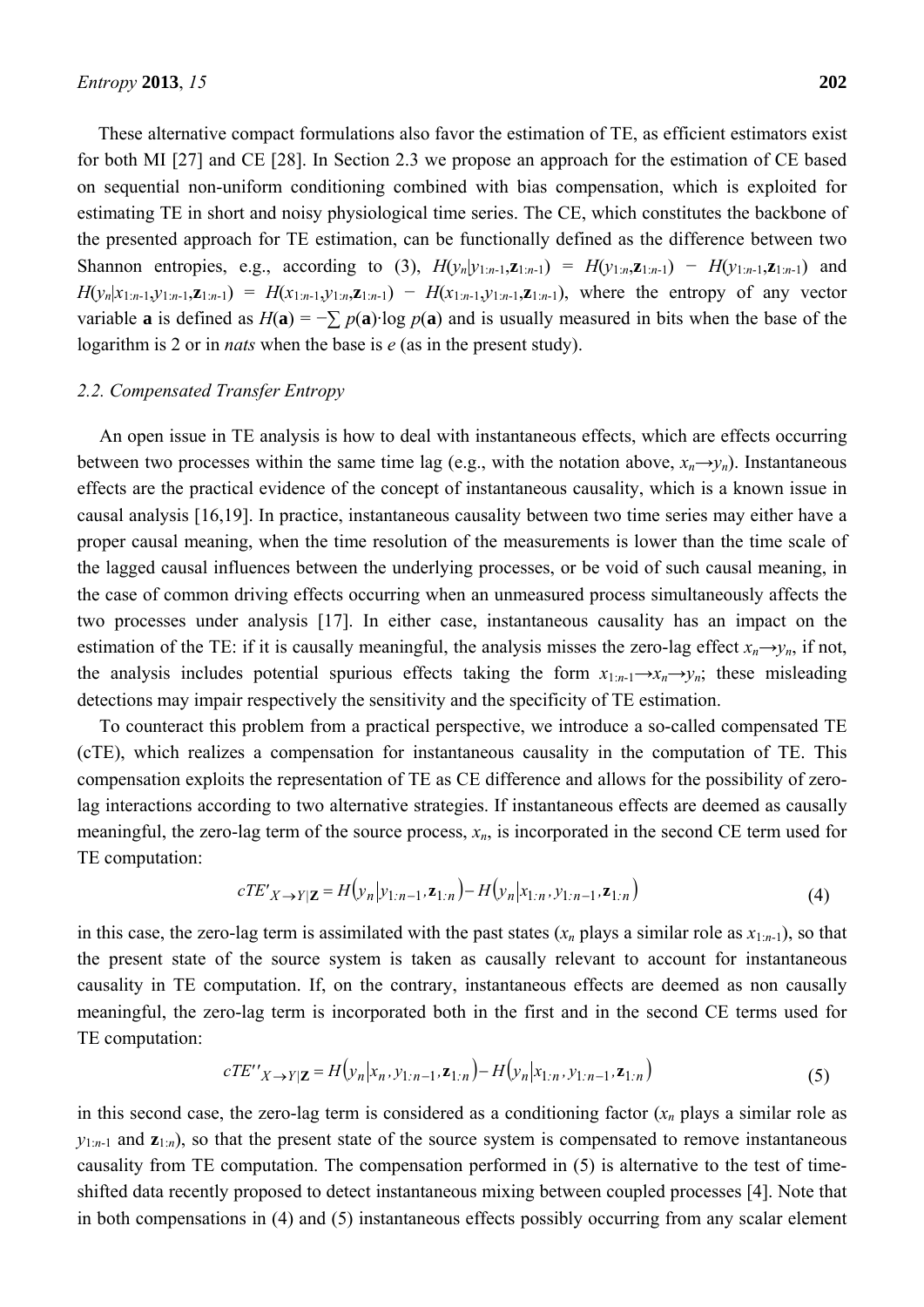These alternative compact formulations also favor the estimation of TE, as efficient estimators exist for both MI [27] and CE [28]. In Section 2.3 we propose an approach for the estimation of CE based on sequential non-uniform conditioning combined with bias compensation, which is exploited for estimating TE in short and noisy physiological time series. The CE, which constitutes the backbone of the presented approach for TE estimation, can be functionally defined as the difference between two Shannon entropies, e.g., according to (3), $H(y_n|y_{1:n-1},\mathbf{z}_{1:n-1}) = H(y_{1:n},\mathbf{z}_{1:n-1}) - H(y_{1:n-1},\mathbf{z}_{1:n-1})$ and $H(y_n|x_{1:n-1},y_{1:n-1},\mathbf{z}_{1:n-1}) = H(x_{1:n-1},y_{1:n},\mathbf{z}_{1:n-1}) - H(x_{1:n-1},y_{1:n-1},\mathbf{z}_{1:n-1})$, where the entropy of any vector variable $\mathbf{a}$ is defined as $H(\mathbf{a}) = -\sum p(\mathbf{a})\cdot\log p(\mathbf{a})$ and is usually measured in bits when the base of the logarithm is 2 or in *nats* when the base is $e$ (as in the present study).

### 2.2. Compensated Transfer Entropy

An open issue in TE analysis is how to deal with instantaneous effects, which are effects occurring between two processes within the same time lag (e.g., with the notation above, $x_n \rightarrow y_n$). Instantaneous effects are the practical evidence of the concept of instantaneous causality, which is a known issue in causal analysis [16,19]. In practice, instantaneous causality between two time series may either have a proper causal meaning, when the time resolution of the measurements is lower than the time scale of the lagged causal influences between the underlying processes, or be void of such causal meaning, in the case of common driving effects occurring when an unmeasured process simultaneously affects the two processes under analysis [17]. In either case, instantaneous causality has an impact on the estimation of the TE: if it is causally meaningful, the analysis misses the zero-lag effect $x_n \rightarrow y_n$, if not, the analysis includes potential spurious effects taking the form $x_{1:n-1} \rightarrow x_n \rightarrow y_n$; these misleading detections may impair respectively the sensitivity and the specificity of TE estimation.

To counteract this problem from a practical perspective, we introduce a so-called compensated TE (cTE), which realizes a compensation for instantaneous causality in the computation of TE. This compensation exploits the representation of TE as CE difference and allows for the possibility of zero-lag interactions according to two alternative strategies. If instantaneous effects are deemed as causally meaningful, the zero-lag term of the source process, $x_n$, is incorporated in the second CE term used for TE computation:

$$cTE'_{X \rightarrow Y|\mathbf{Z}} = H(y_n|y_{1:n-1},\mathbf{z}_{1:n}) - H(y_n|x_{1:n},y_{1:n-1},\mathbf{z}_{1:n}) \tag{4}$$

in this case, the zero-lag term is assimilated with the past states ($x_n$ plays a similar role as $x_{1:n-1}$), so that the present state of the source system is taken as causally relevant to account for instantaneous causality in TE computation. If, on the contrary, instantaneous effects are deemed as non causally meaningful, the zero-lag term is incorporated both in the first and in the second CE terms used for TE computation:

$$cTE''_{X \rightarrow Y|\mathbf{Z}} = H(y_n|x_n,y_{1:n-1},\mathbf{z}_{1:n}) - H(y_n|x_{1:n},y_{1:n-1},\mathbf{z}_{1:n}) \tag{5}$$

in this second case, the zero-lag term is considered as a conditioning factor ($x_n$ plays a similar role as $y_{1:n-1}$ and $\mathbf{z}_{1:n}$), so that the present state of the source system is compensated to remove instantaneous causality from TE computation. The compensation performed in (5) is alternative to the test of time-shifted data recently proposed to detect instantaneous mixing between coupled processes [4]. Note that in both compensations in (4) and (5) instantaneous effects possibly occurring from any scalar element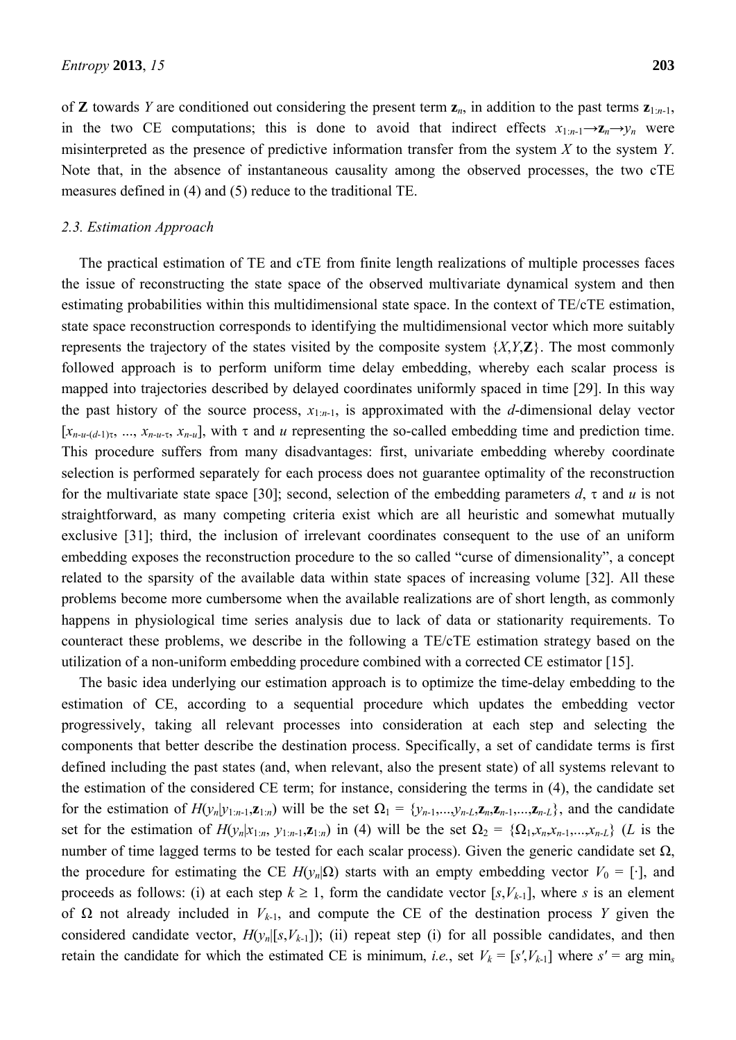of **Z** towards $Y$ are conditioned out considering the present term $\mathbf{z}_n$, in addition to the past terms $\mathbf{z}_{1:n-1}$, in the two CE computations; this is done to avoid that indirect effects $x_{1:n-1} \rightarrow \mathbf{z}_n \rightarrow y_n$ were misinterpreted as the presence of predictive information transfer from the system $X$ to the system $Y$. Note that, in the absence of instantaneous causality among the observed processes, the two cTE measures defined in (4) and (5) reduce to the traditional TE.

### 2.3. Estimation Approach

The practical estimation of TE and cTE from finite length realizations of multiple processes faces the issue of reconstructing the state space of the observed multivariate dynamical system and then estimating probabilities within this multidimensional state space. In the context of TE/cTE estimation, state space reconstruction corresponds to identifying the multidimensional vector which more suitably represents the trajectory of the states visited by the composite system $\{X,Y,\mathbf{Z}\}$. The most commonly followed approach is to perform uniform time delay embedding, whereby each scalar process is mapped into trajectories described by delayed coordinates uniformly spaced in time [29]. In this way the past history of the source process, $x_{1:n-1}$, is approximated with the $d$-dimensional delay vector $[x_{n-u-(d-1)\tau}, ..., x_{n-u-\tau}, x_{n-u}]$, with $\tau$ and $u$ representing the so-called embedding time and prediction time. This procedure suffers from many disadvantages: first, univariate embedding whereby coordinate selection is performed separately for each process does not guarantee optimality of the reconstruction for the multivariate state space [30]; second, selection of the embedding parameters $d$, $\tau$ and $u$ is not straightforward, as many competing criteria exist which are all heuristic and somewhat mutually exclusive [31]; third, the inclusion of irrelevant coordinates consequent to the use of an uniform embedding exposes the reconstruction procedure to the so called "curse of dimensionality", a concept related to the sparsity of the available data within state spaces of increasing volume [32]. All these problems become more cumbersome when the available realizations are of short length, as commonly happens in physiological time series analysis due to lack of data or stationarity requirements. To counteract these problems, we describe in the following a TE/cTE estimation strategy based on the utilization of a non-uniform embedding procedure combined with a corrected CE estimator [15].

The basic idea underlying our estimation approach is to optimize the time-delay embedding to the estimation of CE, according to a sequential procedure which updates the embedding vector progressively, taking all relevant processes into consideration at each step and selecting the components that better describe the destination process. Specifically, a set of candidate terms is first defined including the past states (and, when relevant, also the present state) of all systems relevant to the estimation of the considered CE term; for instance, considering the terms in (4), the candidate set for the estimation of $H(y_n|y_{1:n-1},\mathbf{z}_{1:n})$ will be the set $\Omega_1 = \{y_{n-1},...,y_{n-L},\mathbf{z}_n,\mathbf{z}_{n-1},...,\mathbf{z}_{n-L}\}$, and the candidate set for the estimation of $H(y_n|x_{1:n}, y_{1:n-1},\mathbf{z}_{1:n})$ in (4) will be the set $\Omega_2 = \{\Omega_1,x_n,x_{n-1},...,x_{n-L}\}$ ($L$ is the number of time lagged terms to be tested for each scalar process). Given the generic candidate set $\Omega$, the procedure for estimating the CE $H(y_n|\Omega)$ starts with an empty embedding vector $V_0 = [\cdot]$, and proceeds as follows: (i) at each step $k \geq 1$, form the candidate vector $[s,V_{k-1}]$, where $s$ is an element of $\Omega$ not already included in $V_{k-1}$, and compute the CE of the destination process $Y$ given the considered candidate vector, $H(y_n|[s,V_{k-1}])$; (ii) repeat step (i) for all possible candidates, and then retain the candidate for which the estimated CE is minimum, *i.e.*, set $V_k = [s',V_{k-1}]$ where $s' = \arg\min_s$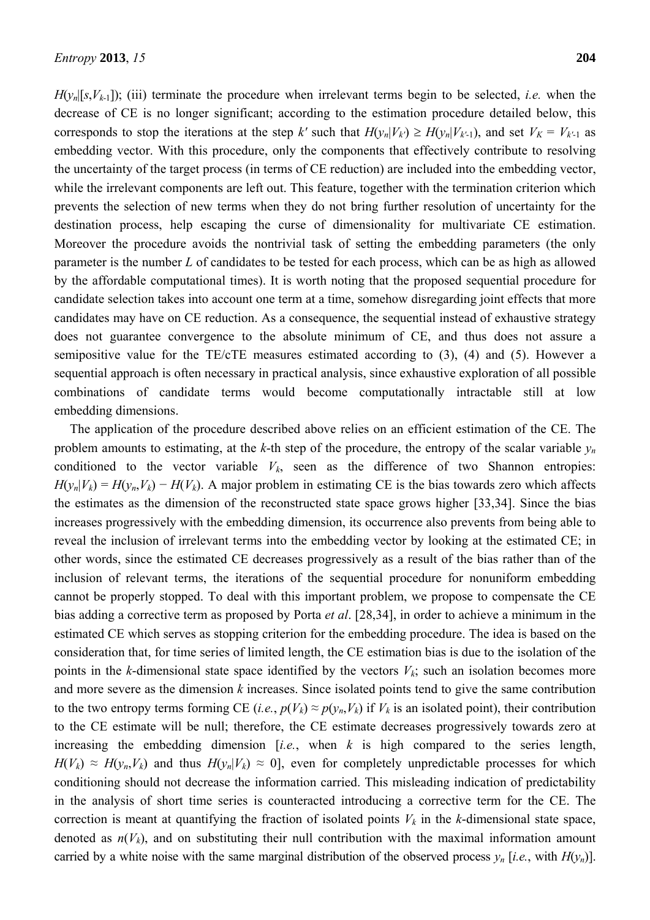$H(y_n|[s,V_{k-1}])$; (iii) terminate the procedure when irrelevant terms begin to be selected, *i.e.* when the decrease of CE is no longer significant; according to the estimation procedure detailed below, this corresponds to stop the iterations at the step $k'$ such that $H(y_n|V_{k'}) \geq H(y_n|V_{k'-1})$, and set $V_K = V_{k'-1}$ as embedding vector. With this procedure, only the components that effectively contribute to resolving the uncertainty of the target process (in terms of CE reduction) are included into the embedding vector, while the irrelevant components are left out. This feature, together with the termination criterion which prevents the selection of new terms when they do not bring further resolution of uncertainty for the destination process, help escaping the curse of dimensionality for multivariate CE estimation. Moreover the procedure avoids the nontrivial task of setting the embedding parameters (the only parameter is the number $L$ of candidates to be tested for each process, which can be as high as allowed by the affordable computational times). It is worth noting that the proposed sequential procedure for candidate selection takes into account one term at a time, somehow disregarding joint effects that more candidates may have on CE reduction. As a consequence, the sequential instead of exhaustive strategy does not guarantee convergence to the absolute minimum of CE, and thus does not assure a semipositive value for the TE/cTE measures estimated according to (3), (4) and (5). However a sequential approach is often necessary in practical analysis, since exhaustive exploration of all possible combinations of candidate terms would become computationally intractable still at low embedding dimensions.

The application of the procedure described above relies on an efficient estimation of the CE. The problem amounts to estimating, at the $k$-th step of the procedure, the entropy of the scalar variable $y_n$ conditioned to the vector variable $V_k$, seen as the difference of two Shannon entropies: $H(y_n|V_k) = H(y_n,V_k) - H(V_k)$. A major problem in estimating CE is the bias towards zero which affects the estimates as the dimension of the reconstructed state space grows higher [33,34]. Since the bias increases progressively with the embedding dimension, its occurrence also prevents from being able to reveal the inclusion of irrelevant terms into the embedding vector by looking at the estimated CE; in other words, since the estimated CE decreases progressively as a result of the bias rather than of the inclusion of relevant terms, the iterations of the sequential procedure for nonuniform embedding cannot be properly stopped. To deal with this important problem, we propose to compensate the CE bias adding a corrective term as proposed by Porta *et al*. [28,34], in order to achieve a minimum in the estimated CE which serves as stopping criterion for the embedding procedure. The idea is based on the consideration that, for time series of limited length, the CE estimation bias is due to the isolation of the points in the $k$-dimensional state space identified by the vectors $V_k$; such an isolation becomes more and more severe as the dimension $k$ increases. Since isolated points tend to give the same contribution to the two entropy terms forming CE (*i.e.*, $p(V_k) \approx p(y_n,V_k)$ if $V_k$ is an isolated point), their contribution to the CE estimate will be null; therefore, the CE estimate decreases progressively towards zero at increasing the embedding dimension [*i.e.*, when $k$ is high compared to the series length, $H(V_k) \approx H(y_n,V_k)$ and thus $H(y_n|V_k) \approx 0$], even for completely unpredictable processes for which conditioning should not decrease the information carried. This misleading indication of predictability in the analysis of short time series is counteracted introducing a corrective term for the CE. The correction is meant at quantifying the fraction of isolated points $V_k$ in the $k$-dimensional state space, denoted as $n(V_k)$, and on substituting their null contribution with the maximal information amount carried by a white noise with the same marginal distribution of the observed process $y_n$ [*i.e.*, with $H(y_n)$].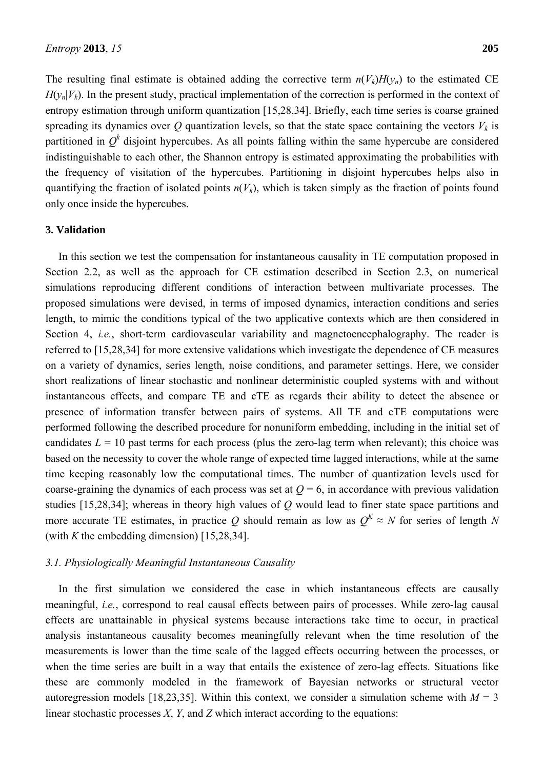The resulting final estimate is obtained adding the corrective term $n(V_k)H(y_n)$ to the estimated CE $H(y_n|V_k)$. In the present study, practical implementation of the correction is performed in the context of entropy estimation through uniform quantization [15,28,34]. Briefly, each time series is coarse grained spreading its dynamics over $Q$ quantization levels, so that the state space containing the vectors $V_k$ is partitioned in $Q^k$ disjoint hypercubes. As all points falling within the same hypercube are considered indistinguishable to each other, the Shannon entropy is estimated approximating the probabilities with the frequency of visitation of the hypercubes. Partitioning in disjoint hypercubes helps also in quantifying the fraction of isolated points $n(V_k)$, which is taken simply as the fraction of points found only once inside the hypercubes.

## 3. Validation

In this section we test the compensation for instantaneous causality in TE computation proposed in Section 2.2, as well as the approach for CE estimation described in Section 2.3, on numerical simulations reproducing different conditions of interaction between multivariate processes. The proposed simulations were devised, in terms of imposed dynamics, interaction conditions and series length, to mimic the conditions typical of the two applicative contexts which are then considered in Section 4, *i.e.*, short-term cardiovascular variability and magnetoencephalography. The reader is referred to [15,28,34] for more extensive validations which investigate the dependence of CE measures on a variety of dynamics, series length, noise conditions, and parameter settings. Here, we consider short realizations of linear stochastic and nonlinear deterministic coupled systems with and without instantaneous effects, and compare TE and cTE as regards their ability to detect the absence or presence of information transfer between pairs of systems. All TE and cTE computations were performed following the described procedure for nonuniform embedding, including in the initial set of candidates $L = 10$ past terms for each process (plus the zero-lag term when relevant); this choice was based on the necessity to cover the whole range of expected time lagged interactions, while at the same time keeping reasonably low the computational times. The number of quantization levels used for coarse-graining the dynamics of each process was set at $Q = 6$, in accordance with previous validation studies [15,28,34]; whereas in theory high values of $Q$ would lead to finer state space partitions and more accurate TE estimates, in practice $Q$ should remain as low as $Q^K \approx N$ for series of length $N$ (with $K$ the embedding dimension) [15,28,34].

### 3.1. Physiologically Meaningful Instantaneous Causality

In the first simulation we considered the case in which instantaneous effects are causally meaningful, *i.e.*, correspond to real causal effects between pairs of processes. While zero-lag causal effects are unattainable in physical systems because interactions take time to occur, in practical analysis instantaneous causality becomes meaningfully relevant when the time resolution of the measurements is lower than the time scale of the lagged effects occurring between the processes, or when the time series are built in a way that entails the existence of zero-lag effects. Situations like these are commonly modeled in the framework of Bayesian networks or structural vector autoregression models [18,23,35]. Within this context, we consider a simulation scheme with $M = 3$ linear stochastic processes $X$, $Y$, and $Z$ which interact according to the equations: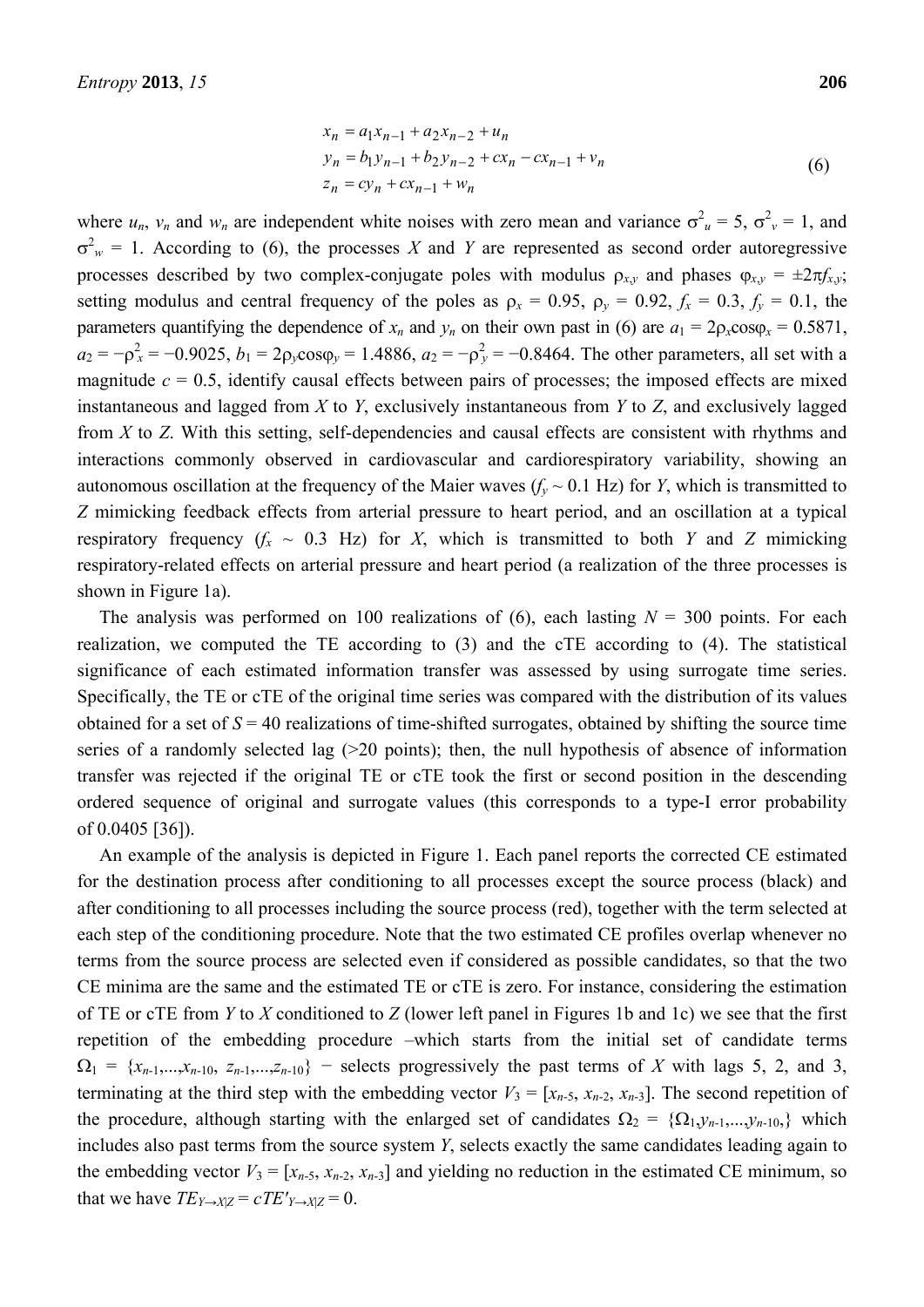$$
\begin{aligned}
x_n &= a_1 x_{n-1} + a_2 x_{n-2} + u_n \\
y_n &= b_1 y_{n-1} + b_2 y_{n-2} + c x_n - c x_{n-1} + v_n \\
z_n &= c y_n + c x_{n-1} + w_n
\end{aligned}
\tag{6}
$$

where $u_n$, $v_n$ and $w_n$ are independent white noises with zero mean and variance $\sigma^2_u = 5$, $\sigma^2_v = 1$, and $\sigma^2_w = 1$. According to (6), the processes *X* and *Y* are represented as second order autoregressive processes described by two complex-conjugate poles with modulus $\rho_{x,y}$ and phases $\varphi_{x,y} = \pm 2\pi f_{x,y}$; setting modulus and central frequency of the poles as $\rho_x = 0.95$, $\rho_y = 0.92$, $f_x = 0.3$, $f_y = 0.1$, the parameters quantifying the dependence of $x_n$ and $y_n$ on their own past in (6) are $a_1 = 2\rho_x\cos\varphi_x = 0.5871$, $a_2 = -\rho^2_x = -0.9025$, $b_1 = 2\rho_y\cos\varphi_y = 1.4886$, $a_2 = -\rho^2_y = -0.8464$. The other parameters, all set with a magnitude $c = 0.5$, identify causal effects between pairs of processes; the imposed effects are mixed instantaneous and lagged from *X* to *Y*, exclusively instantaneous from *Y* to *Z*, and exclusively lagged from *X* to *Z*. With this setting, self-dependencies and causal effects are consistent with rhythms and interactions commonly observed in cardiovascular and cardiorespiratory variability, showing an autonomous oscillation at the frequency of the Maier waves ($f_y \sim 0.1$ Hz) for *Y*, which is transmitted to *Z* mimicking feedback effects from arterial pressure to heart period, and an oscillation at a typical respiratory frequency ($f_x \sim 0.3$ Hz) for *X*, which is transmitted to both *Y* and *Z* mimicking respiratory-related effects on arterial pressure and heart period (a realization of the three processes is shown in Figure 1a).

The analysis was performed on 100 realizations of (6), each lasting $N = 300$ points. For each realization, we computed the TE according to (3) and the cTE according to (4). The statistical significance of each estimated information transfer was assessed by using surrogate time series. Specifically, the TE or cTE of the original time series was compared with the distribution of its values obtained for a set of $S = 40$ realizations of time-shifted surrogates, obtained by shifting the source time series of a randomly selected lag (>20 points); then, the null hypothesis of absence of information transfer was rejected if the original TE or cTE took the first or second position in the descending ordered sequence of original and surrogate values (this corresponds to a type-I error probability of 0.0405 [36]).

An example of the analysis is depicted in Figure 1. Each panel reports the corrected CE estimated for the destination process after conditioning to all processes except the source process (black) and after conditioning to all processes including the source process (red), together with the term selected at each step of the conditioning procedure. Note that the two estimated CE profiles overlap whenever no terms from the source process are selected even if considered as possible candidates, so that the two CE minima are the same and the estimated TE or cTE is zero. For instance, considering the estimation of TE or cTE from *Y* to *X* conditioned to *Z* (lower left panel in Figures 1b and 1c) we see that the first repetition of the embedding procedure –which starts from the initial set of candidate terms $\Omega_1 = \{x_{n-1},...,x_{n-10}, z_{n-1},...,z_{n-10}\}$ − selects progressively the past terms of *X* with lags 5, 2, and 3, terminating at the third step with the embedding vector $V_3 = [x_{n-5}, x_{n-2}, x_{n-3}]$. The second repetition of the procedure, although starting with the enlarged set of candidates $\Omega_2 = \{\Omega_1, y_{n-1},...,y_{n-10},\}$ which includes also past terms from the source system *Y*, selects exactly the same candidates leading again to the embedding vector $V_3 = [x_{n-5}, x_{n-2}, x_{n-3}]$ and yielding no reduction in the estimated CE minimum, so that we have $TE_{Y\to X|Z} = cTE'_{Y\to X|Z} = 0$.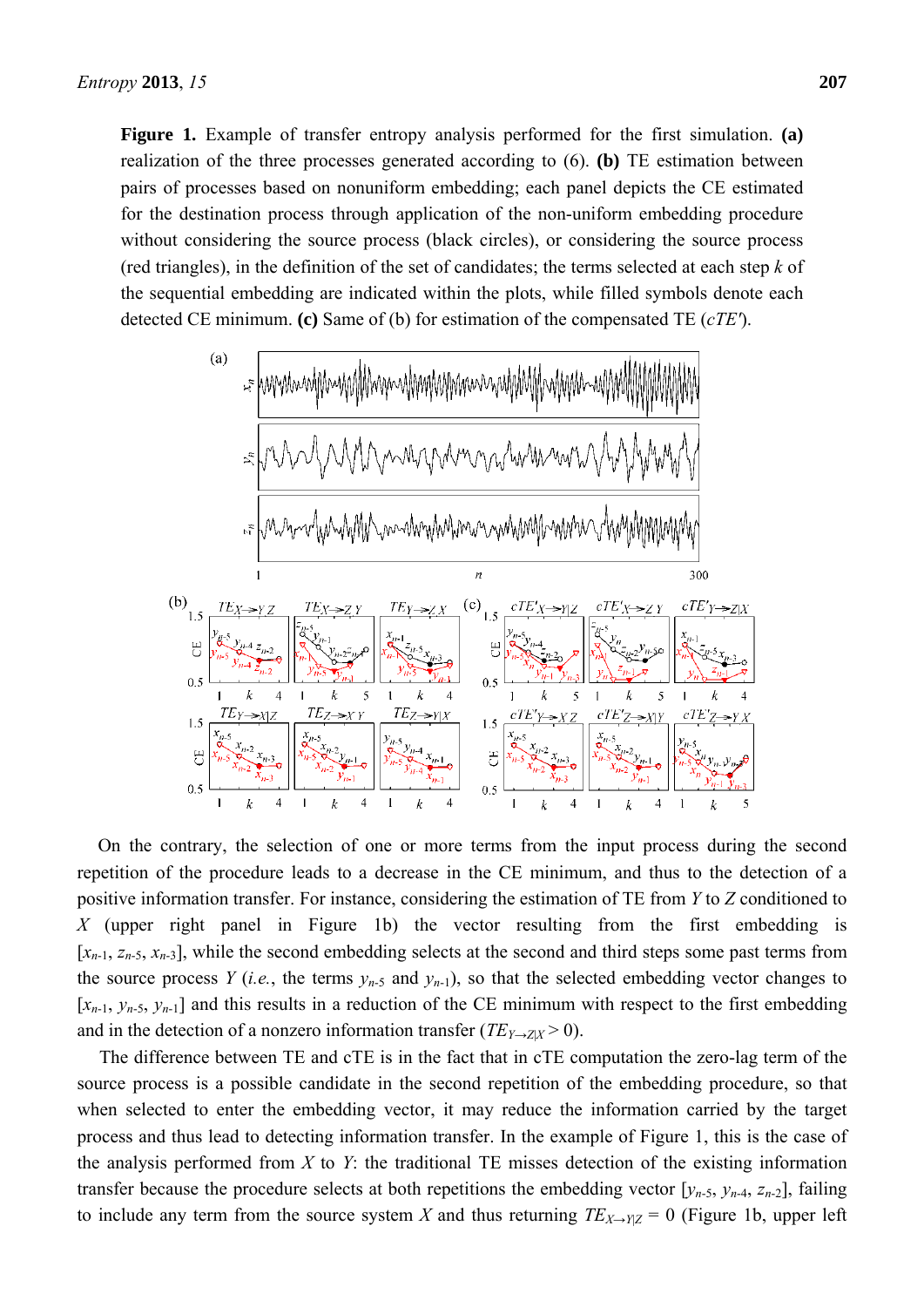**Figure 1.** Example of transfer entropy analysis performed for the first simulation. **(a)** realization of the three processes generated according to (6). **(b)** TE estimation between pairs of processes based on nonuniform embedding; each panel depicts the CE estimated for the destination process through application of the non-uniform embedding procedure without considering the source process (black circles), or considering the source process (red triangles), in the definition of the set of candidates; the terms selected at each step $k$ of the sequential embedding are indicated within the plots, while filled symbols denote each detected CE minimum. **(c)** Same of (b) for estimation of the compensated TE ($cTE'$).

On the contrary, the selection of one or more terms from the input process during the second repetition of the procedure leads to a decrease in the CE minimum, and thus to the detection of a positive information transfer. For instance, considering the estimation of TE from $Y$ to $Z$ conditioned to $X$ (upper right panel in Figure 1b) the vector resulting from the first embedding is $[x_{n-1}, z_{n-5}, x_{n-3}]$, while the second embedding selects at the second and third steps some past terms from the source process $Y$ (*i.e.*, the terms $y_{n-5}$ and $y_{n-1}$), so that the selected embedding vector changes to $[x_{n-1}, y_{n-5}, y_{n-1}]$ and this results in a reduction of the CE minimum with respect to the first embedding and in the detection of a nonzero information transfer ($TE_{Y\rightarrow Z|X} > 0$).

The difference between TE and cTE is in the fact that in cTE computation the zero-lag term of the source process is a possible candidate in the second repetition of the embedding procedure, so that when selected to enter the embedding vector, it may reduce the information carried by the target process and thus lead to detecting information transfer. In the example of Figure 1, this is the case of the analysis performed from $X$ to $Y$: the traditional TE misses detection of the existing information transfer because the procedure selects at both repetitions the embedding vector $[y_{n-5}, y_{n-4}, z_{n-2}]$, failing to include any term from the source system $X$ and thus returning $TE_{X\rightarrow Y|Z} = 0$ (Figure 1b, upper left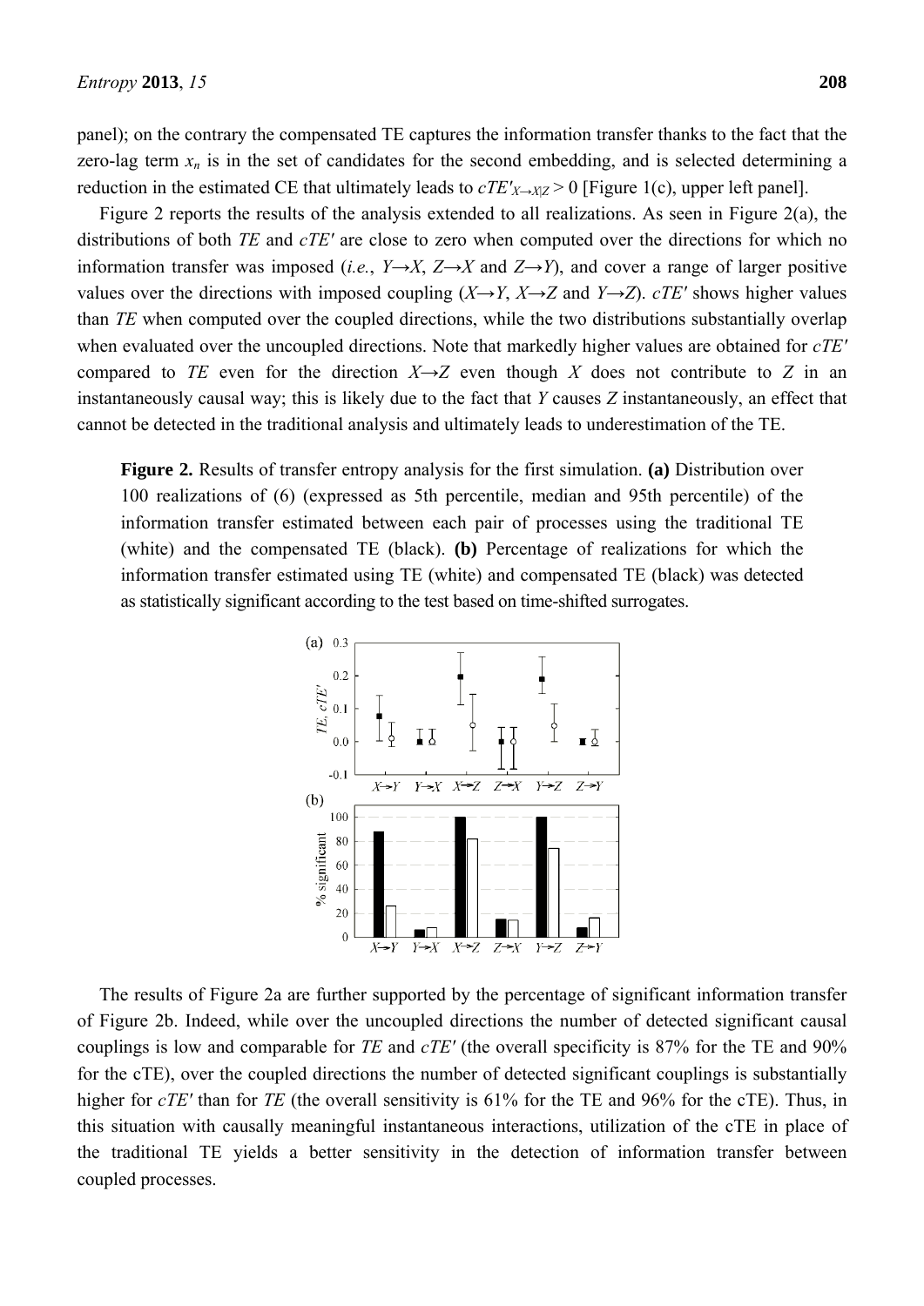panel); on the contrary the compensated TE captures the information transfer thanks to the fact that the zero-lag term $x_n$ is in the set of candidates for the second embedding, and is selected determining a reduction in the estimated CE that ultimately leads to $cTE'_{X \to X|Z} > 0$ [Figure 1(c), upper left panel].

Figure 2 reports the results of the analysis extended to all realizations. As seen in Figure 2(a), the distributions of both *TE* and *cTE'* are close to zero when computed over the directions for which no information transfer was imposed (*i.e.*, $Y \to X$, $Z \to X$ and $Z \to Y$), and cover a range of larger positive values over the directions with imposed coupling ($X \to Y$, $X \to Z$ and $Y \to Z$). *cTE'* shows higher values than *TE* when computed over the coupled directions, while the two distributions substantially overlap when evaluated over the uncoupled directions. Note that markedly higher values are obtained for *cTE'* compared to *TE* even for the direction $X \to Z$ even though $X$ does not contribute to $Z$ in an instantaneously causal way; this is likely due to the fact that $Y$ causes $Z$ instantaneously, an effect that cannot be detected in the traditional analysis and ultimately leads to underestimation of the TE.

**Figure 2.** Results of transfer entropy analysis for the first simulation. **(a)** Distribution over 100 realizations of (6) (expressed as 5th percentile, median and 95th percentile) of the information transfer estimated between each pair of processes using the traditional TE (white) and the compensated TE (black). **(b)** Percentage of realizations for which the information transfer estimated using TE (white) and compensated TE (black) was detected as statistically significant according to the test based on time-shifted surrogates.

The results of Figure 2a are further supported by the percentage of significant information transfer of Figure 2b. Indeed, while over the uncoupled directions the number of detected significant causal couplings is low and comparable for *TE* and *cTE'* (the overall specificity is 87% for the TE and 90% for the cTE), over the coupled directions the number of detected significant couplings is substantially higher for *cTE'* than for *TE* (the overall sensitivity is 61% for the TE and 96% for the cTE). Thus, in this situation with causally meaningful instantaneous interactions, utilization of the cTE in place of the traditional TE yields a better sensitivity in the detection of information transfer between coupled processes.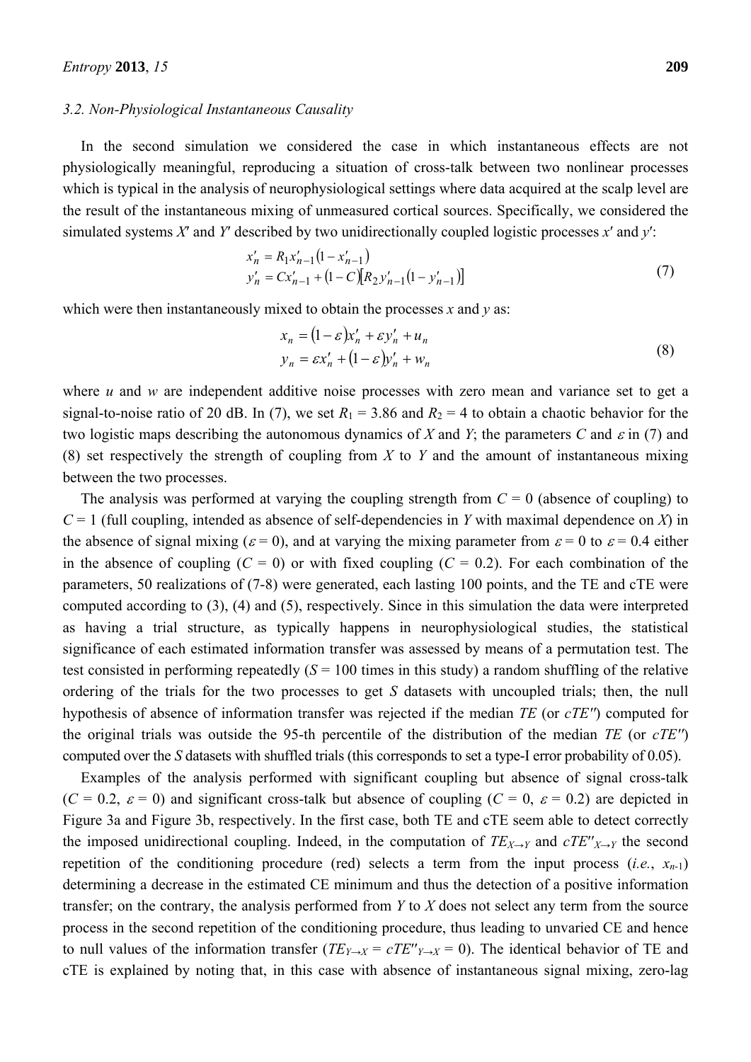### 3.2. Non-Physiological Instantaneous Causality

In the second simulation we considered the case in which instantaneous effects are not physiologically meaningful, reproducing a situation of cross-talk between two nonlinear processes which is typical in the analysis of neurophysiological settings where data acquired at the scalp level are the result of the instantaneous mixing of unmeasured cortical sources. Specifically, we considered the simulated systems $X'$ and $Y'$ described by two unidirectionally coupled logistic processes $x'$ and $y'$:

$$
\begin{aligned}
x'_n &= R_1 x'_{n-1}\left(1 - x'_{n-1}\right) \\
y'_n &= C x'_{n-1} + \left(1 - C\right)\left[R_2 y'_{n-1}\left(1 - y'_{n-1}\right)\right]
\end{aligned}
\tag{7}
$$

which were then instantaneously mixed to obtain the processes $x$ and $y$ as:

$$
\begin{aligned}
x_n &= \left(1 - \varepsilon\right) x'_n + \varepsilon y'_n + u_n \\
y_n &= \varepsilon x'_n + \left(1 - \varepsilon\right) y'_n + w_n
\end{aligned}
\tag{8}
$$

where $u$ and $w$ are independent additive noise processes with zero mean and variance set to get a signal-to-noise ratio of 20 dB. In (7), we set $R_1 = 3.86$ and $R_2 = 4$ to obtain a chaotic behavior for the two logistic maps describing the autonomous dynamics of $X$ and $Y$; the parameters $C$ and $\varepsilon$ in (7) and (8) set respectively the strength of coupling from $X$ to $Y$ and the amount of instantaneous mixing between the two processes.

The analysis was performed at varying the coupling strength from $C = 0$ (absence of coupling) to $C = 1$ (full coupling, intended as absence of self-dependencies in $Y$ with maximal dependence on $X$) in the absence of signal mixing ($\varepsilon = 0$), and at varying the mixing parameter from $\varepsilon = 0$ to $\varepsilon = 0.4$ either in the absence of coupling ($C = 0$) or with fixed coupling ($C = 0.2$). For each combination of the parameters, 50 realizations of (7-8) were generated, each lasting 100 points, and the TE and cTE were computed according to (3), (4) and (5), respectively. Since in this simulation the data were interpreted as having a trial structure, as typically happens in neurophysiological studies, the statistical significance of each estimated information transfer was assessed by means of a permutation test. The test consisted in performing repeatedly ($S = 100$ times in this study) a random shuffling of the relative ordering of the trials for the two processes to get $S$ datasets with uncoupled trials; then, the null hypothesis of absence of information transfer was rejected if the median $TE$ (or $cTE''$) computed for the original trials was outside the 95-th percentile of the distribution of the median $TE$ (or $cTE''$) computed over the $S$ datasets with shuffled trials (this corresponds to set a type-I error probability of 0.05).

Examples of the analysis performed with significant coupling but absence of signal cross-talk ($C = 0.2$, $\varepsilon = 0$) and significant cross-talk but absence of coupling ($C = 0$, $\varepsilon = 0.2$) are depicted in Figure 3a and Figure 3b, respectively. In the first case, both TE and cTE seem able to detect correctly the imposed unidirectional coupling. Indeed, in the computation of $TE_{X\rightarrow Y}$ and $cTE''_{X\rightarrow Y}$ the second repetition of the conditioning procedure (red) selects a term from the input process (*i.e.*, $x_{n-1}$) determining a decrease in the estimated CE minimum and thus the detection of a positive information transfer; on the contrary, the analysis performed from $Y$ to $X$ does not select any term from the source process in the second repetition of the conditioning procedure, thus leading to unvaried CE and hence to null values of the information transfer ($TE_{Y\rightarrow X} = cTE''_{Y\rightarrow X} = 0$). The identical behavior of TE and cTE is explained by noting that, in this case with absence of instantaneous signal mixing, zero-lag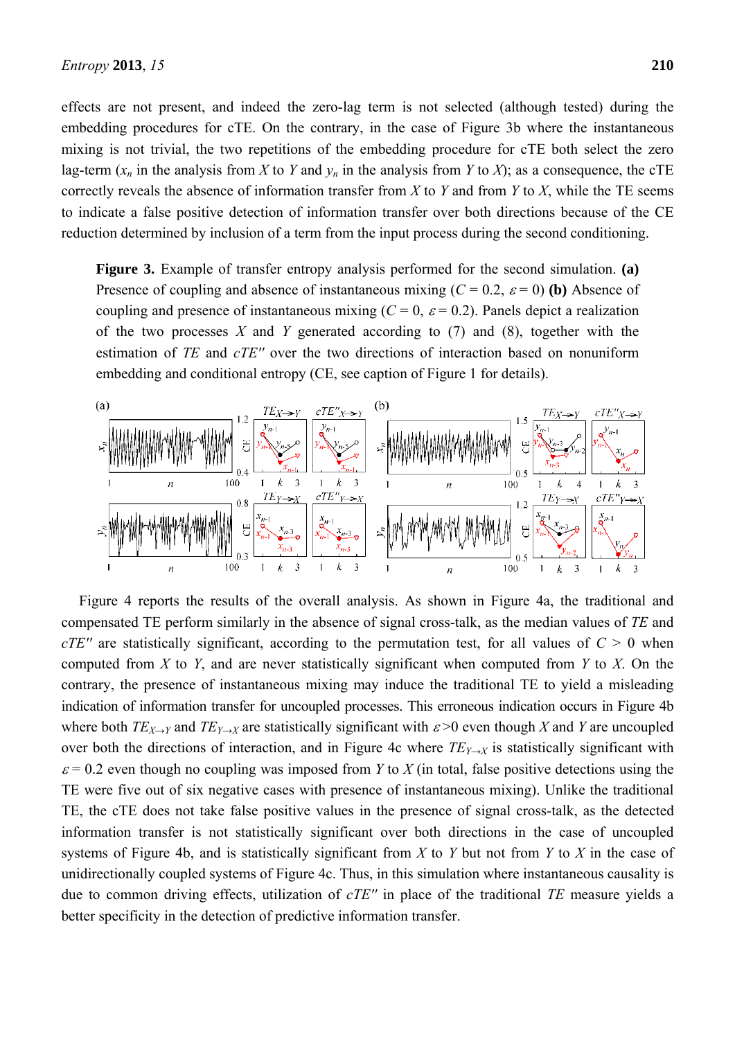effects are not present, and indeed the zero-lag term is not selected (although tested) during the embedding procedures for cTE. On the contrary, in the case of Figure 3b where the instantaneous mixing is not trivial, the two repetitions of the embedding procedure for cTE both select the zero lag-term ($x_n$ in the analysis from $X$ to $Y$ and $y_n$ in the analysis from $Y$ to $X$); as a consequence, the cTE correctly reveals the absence of information transfer from $X$ to $Y$ and from $Y$ to $X$, while the TE seems to indicate a false positive detection of information transfer over both directions because of the CE reduction determined by inclusion of a term from the input process during the second conditioning.

**Figure 3.** Example of transfer entropy analysis performed for the second simulation. **(a)** Presence of coupling and absence of instantaneous mixing ($C = 0.2$, $\varepsilon = 0$) **(b)** Absence of coupling and presence of instantaneous mixing ($C = 0$, $\varepsilon = 0.2$). Panels depict a realization of the two processes $X$ and $Y$ generated according to (7) and (8), together with the estimation of $TE$ and $cTE''$ over the two directions of interaction based on nonuniform embedding and conditional entropy (CE, see caption of Figure 1 for details).

Figure 4 reports the results of the overall analysis. As shown in Figure 4a, the traditional and compensated TE perform similarly in the absence of signal cross-talk, as the median values of $TE$ and $cTE''$ are statistically significant, according to the permutation test, for all values of $C > 0$ when computed from $X$ to $Y$, and are never statistically significant when computed from $Y$ to $X$. On the contrary, the presence of instantaneous mixing may induce the traditional TE to yield a misleading indication of information transfer for uncoupled processes. This erroneous indication occurs in Figure 4b where both $TE_{X\rightarrow Y}$ and $TE_{Y\rightarrow X}$ are statistically significant with $\varepsilon>0$ even though $X$ and $Y$ are uncoupled over both the directions of interaction, and in Figure 4c where $TE_{Y\rightarrow X}$ is statistically significant with $\varepsilon = 0.2$ even though no coupling was imposed from $Y$ to $X$ (in total, false positive detections using the TE were five out of six negative cases with presence of instantaneous mixing). Unlike the traditional TE, the cTE does not take false positive values in the presence of signal cross-talk, as the detected information transfer is not statistically significant over both directions in the case of uncoupled systems of Figure 4b, and is statistically significant from $X$ to $Y$ but not from $Y$ to $X$ in the case of unidirectionally coupled systems of Figure 4c. Thus, in this simulation where instantaneous causality is due to common driving effects, utilization of $cTE''$ in place of the traditional $TE$ measure yields a better specificity in the detection of predictive information transfer.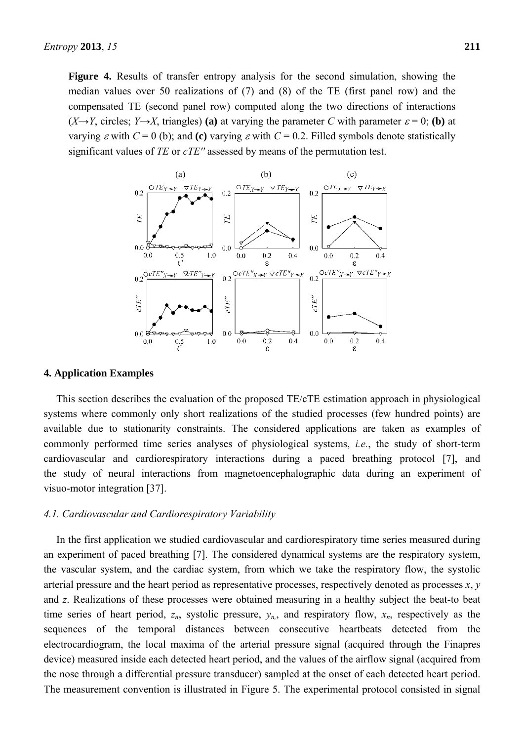**Figure 4.** Results of transfer entropy analysis for the second simulation, showing the median values over 50 realizations of (7) and (8) of the TE (first panel row) and the compensated TE (second panel row) computed along the two directions of interactions ($X \rightarrow Y$, circles; $Y \rightarrow X$, triangles) **(a)** at varying the parameter $C$ with parameter $\varepsilon = 0$; **(b)** at varying $\varepsilon$ with $C = 0$ (b); and **(c)** varying $\varepsilon$ with $C = 0.2$. Filled symbols denote statistically significant values of $TE$ or $cTE''$ assessed by means of the permutation test.

## 4. Application Examples

This section describes the evaluation of the proposed TE/cTE estimation approach in physiological systems where commonly only short realizations of the studied processes (few hundred points) are available due to stationarity constraints. The considered applications are taken as examples of commonly performed time series analyses of physiological systems, *i.e.*, the study of short-term cardiovascular and cardiorespiratory interactions during a paced breathing protocol [7], and the study of neural interactions from magnetoencephalographic data during an experiment of visuo-motor integration [37].

### 4.1. Cardiovascular and Cardiorespiratory Variability

In the first application we studied cardiovascular and cardiorespiratory time series measured during an experiment of paced breathing [7]. The considered dynamical systems are the respiratory system, the vascular system, and the cardiac system, from which we take the respiratory flow, the systolic arterial pressure and the heart period as representative processes, respectively denoted as processes $x$, $y$ and $z$. Realizations of these processes were obtained measuring in a healthy subject the beat-to beat time series of heart period, $z_n$, systolic pressure, $y_n$, and respiratory flow, $x_n$, respectively as the sequences of the temporal distances between consecutive heartbeats detected from the electrocardiogram, the local maxima of the arterial pressure signal (acquired through the Finapres device) measured inside each detected heart period, and the values of the airflow signal (acquired from the nose through a differential pressure transducer) sampled at the onset of each detected heart period. The measurement convention is illustrated in Figure 5. The experimental protocol consisted in signal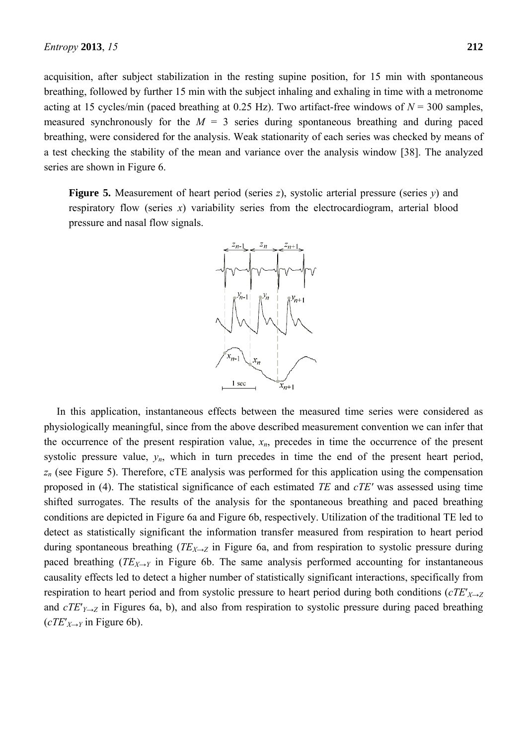acquisition, after subject stabilization in the resting supine position, for 15 min with spontaneous breathing, followed by further 15 min with the subject inhaling and exhaling in time with a metronome acting at 15 cycles/min (paced breathing at 0.25 Hz). Two artifact-free windows of $N = 300$ samples, measured synchronously for the $M = 3$ series during spontaneous breathing and during paced breathing, were considered for the analysis. Weak stationarity of each series was checked by means of a test checking the stability of the mean and variance over the analysis window [38]. The analyzed series are shown in Figure 6.

**Figure 5.** Measurement of heart period (series $z$), systolic arterial pressure (series $y$) and respiratory flow (series $x$) variability series from the electrocardiogram, arterial blood pressure and nasal flow signals.

In this application, instantaneous effects between the measured time series were considered as physiologically meaningful, since from the above described measurement convention we can infer that the occurrence of the present respiration value, $x_n$, precedes in time the occurrence of the present systolic pressure value, $y_n$, which in turn precedes in time the end of the present heart period, $z_n$ (see Figure 5). Therefore, cTE analysis was performed for this application using the compensation proposed in (4). The statistical significance of each estimated $TE$ and $cTE'$ was assessed using time shifted surrogates. The results of the analysis for the spontaneous breathing and paced breathing conditions are depicted in Figure 6a and Figure 6b, respectively. Utilization of the traditional TE led to detect as statistically significant the information transfer measured from respiration to heart period during spontaneous breathing ($TE_{X\to Z}$ in Figure 6a, and from respiration to systolic pressure during paced breathing ($TE_{X\to Y}$ in Figure 6b. The same analysis performed accounting for instantaneous causality effects led to detect a higher number of statistically significant interactions, specifically from respiration to heart period and from systolic pressure to heart period during both conditions ($cTE'_{X\to Z}$ and $cTE'_{Y\to Z}$ in Figures 6a, b), and also from respiration to systolic pressure during paced breathing ($cTE'_{X\to Y}$ in Figure 6b).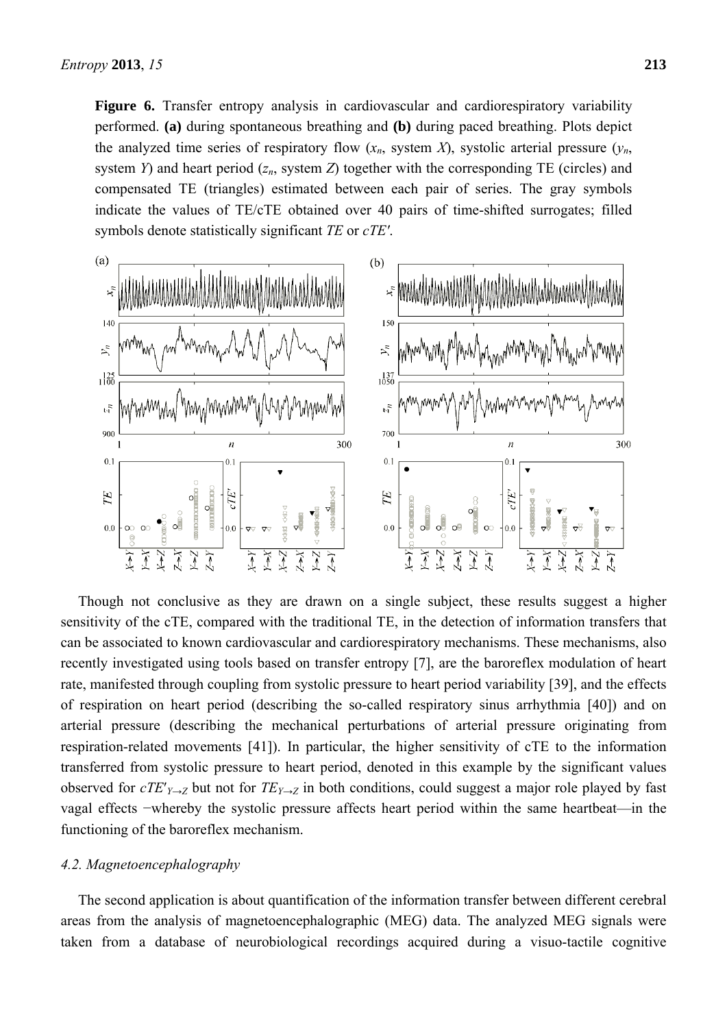**Figure 6.** Transfer entropy analysis in cardiovascular and cardiorespiratory variability performed. **(a)** during spontaneous breathing and **(b)** during paced breathing. Plots depict the analyzed time series of respiratory flow ($x_n$, system $X$), systolic arterial pressure ($y_n$, system $Y$) and heart period ($z_n$, system $Z$) together with the corresponding TE (circles) and compensated TE (triangles) estimated between each pair of series. The gray symbols indicate the values of TE/cTE obtained over 40 pairs of time-shifted surrogates; filled symbols denote statistically significant $TE$ or $cTE'$.

Though not conclusive as they are drawn on a single subject, these results suggest a higher sensitivity of the cTE, compared with the traditional TE, in the detection of information transfers that can be associated to known cardiovascular and cardiorespiratory mechanisms. These mechanisms, also recently investigated using tools based on transfer entropy [7], are the baroreflex modulation of heart rate, manifested through coupling from systolic pressure to heart period variability [39], and the effects of respiration on heart period (describing the so-called respiratory sinus arrhythmia [40]) and on arterial pressure (describing the mechanical perturbations of arterial pressure originating from respiration-related movements [41]). In particular, the higher sensitivity of cTE to the information transferred from systolic pressure to heart period, denoted in this example by the significant values observed for $cTE'_{Y\to Z}$ but not for $TE_{Y\to Z}$ in both conditions, could suggest a major role played by fast vagal effects −whereby the systolic pressure affects heart period within the same heartbeat—in the functioning of the baroreflex mechanism.

### 4.2. Magnetoencephalography

The second application is about quantification of the information transfer between different cerebral areas from the analysis of magnetoencephalographic (MEG) data. The analyzed MEG signals were taken from a database of neurobiological recordings acquired during a visuo-tactile cognitive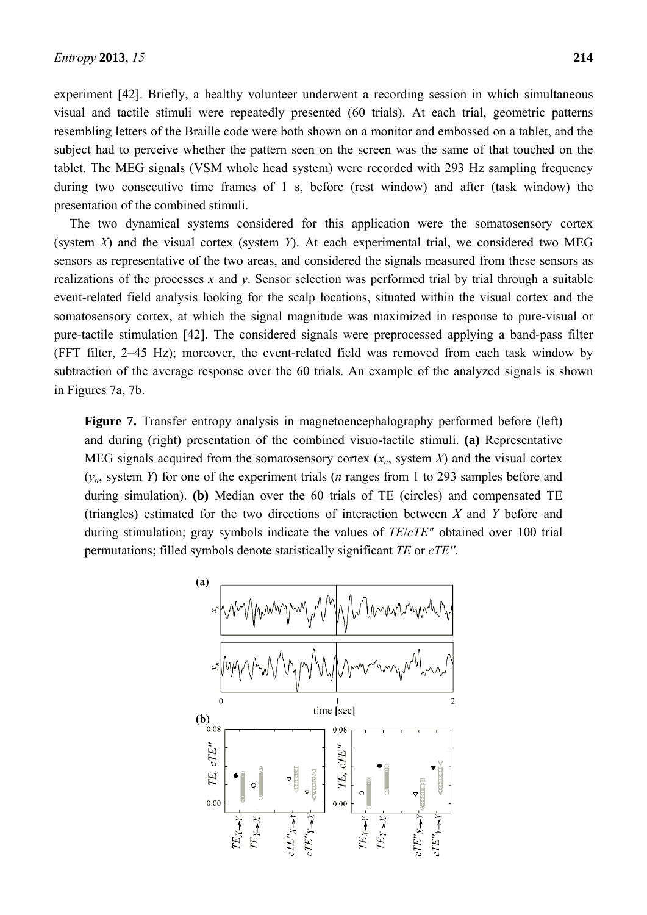experiment [42]. Briefly, a healthy volunteer underwent a recording session in which simultaneous visual and tactile stimuli were repeatedly presented (60 trials). At each trial, geometric patterns resembling letters of the Braille code were both shown on a monitor and embossed on a tablet, and the subject had to perceive whether the pattern seen on the screen was the same of that touched on the tablet. The MEG signals (VSM whole head system) were recorded with 293 Hz sampling frequency during two consecutive time frames of 1 s, before (rest window) and after (task window) the presentation of the combined stimuli.

The two dynamical systems considered for this application were the somatosensory cortex (system *X*) and the visual cortex (system *Y*). At each experimental trial, we considered two MEG sensors as representative of the two areas, and considered the signals measured from these sensors as realizations of the processes *x* and *y*. Sensor selection was performed trial by trial through a suitable event-related field analysis looking for the scalp locations, situated within the visual cortex and the somatosensory cortex, at which the signal magnitude was maximized in response to pure-visual or pure-tactile stimulation [42]. The considered signals were preprocessed applying a band-pass filter (FFT filter, 2–45 Hz); moreover, the event-related field was removed from each task window by subtraction of the average response over the 60 trials. An example of the analyzed signals is shown in Figures 7a, 7b.

**Figure 7.** Transfer entropy analysis in magnetoencephalography performed before (left) and during (right) presentation of the combined visuo-tactile stimuli. **(a)** Representative MEG signals acquired from the somatosensory cortex ($x_n$, system *X*) and the visual cortex ($y_n$, system *Y*) for one of the experiment trials (*n* ranges from 1 to 293 samples before and during simulation). **(b)** Median over the 60 trials of TE (circles) and compensated TE (triangles) estimated for the two directions of interaction between *X* and *Y* before and during stimulation; gray symbols indicate the values of *TE*/*cTE″* obtained over 100 trial permutations; filled symbols denote statistically significant *TE* or *cTE″*.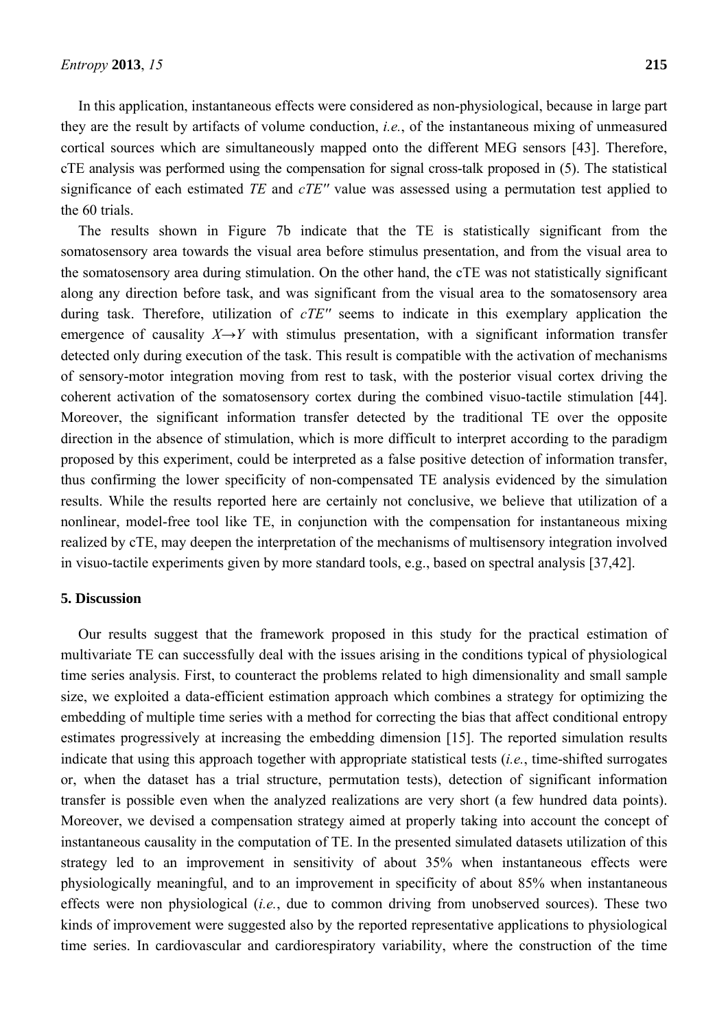In this application, instantaneous effects were considered as non-physiological, because in large part they are the result by artifacts of volume conduction, *i.e.*, of the instantaneous mixing of unmeasured cortical sources which are simultaneously mapped onto the different MEG sensors [43]. Therefore, cTE analysis was performed using the compensation for signal cross-talk proposed in (5). The statistical significance of each estimated *TE* and *cTE''* value was assessed using a permutation test applied to the 60 trials.

The results shown in Figure 7b indicate that the TE is statistically significant from the somatosensory area towards the visual area before stimulus presentation, and from the visual area to the somatosensory area during stimulation. On the other hand, the cTE was not statistically significant along any direction before task, and was significant from the visual area to the somatosensory area during task. Therefore, utilization of *cTE''* seems to indicate in this exemplary application the emergence of causality $X \rightarrow Y$ with stimulus presentation, with a significant information transfer detected only during execution of the task. This result is compatible with the activation of mechanisms of sensory-motor integration moving from rest to task, with the posterior visual cortex driving the coherent activation of the somatosensory cortex during the combined visuo-tactile stimulation [44]. Moreover, the significant information transfer detected by the traditional TE over the opposite direction in the absence of stimulation, which is more difficult to interpret according to the paradigm proposed by this experiment, could be interpreted as a false positive detection of information transfer, thus confirming the lower specificity of non-compensated TE analysis evidenced by the simulation results. While the results reported here are certainly not conclusive, we believe that utilization of a nonlinear, model-free tool like TE, in conjunction with the compensation for instantaneous mixing realized by cTE, may deepen the interpretation of the mechanisms of multisensory integration involved in visuo-tactile experiments given by more standard tools, e.g., based on spectral analysis [37,42].

## 5. Discussion

Our results suggest that the framework proposed in this study for the practical estimation of multivariate TE can successfully deal with the issues arising in the conditions typical of physiological time series analysis. First, to counteract the problems related to high dimensionality and small sample size, we exploited a data-efficient estimation approach which combines a strategy for optimizing the embedding of multiple time series with a method for correcting the bias that affect conditional entropy estimates progressively at increasing the embedding dimension [15]. The reported simulation results indicate that using this approach together with appropriate statistical tests (*i.e.*, time-shifted surrogates or, when the dataset has a trial structure, permutation tests), detection of significant information transfer is possible even when the analyzed realizations are very short (a few hundred data points). Moreover, we devised a compensation strategy aimed at properly taking into account the concept of instantaneous causality in the computation of TE. In the presented simulated datasets utilization of this strategy led to an improvement in sensitivity of about 35% when instantaneous effects were physiologically meaningful, and to an improvement in specificity of about 85% when instantaneous effects were non physiological (*i.e.*, due to common driving from unobserved sources). These two kinds of improvement were suggested also by the reported representative applications to physiological time series. In cardiovascular and cardiorespiratory variability, where the construction of the time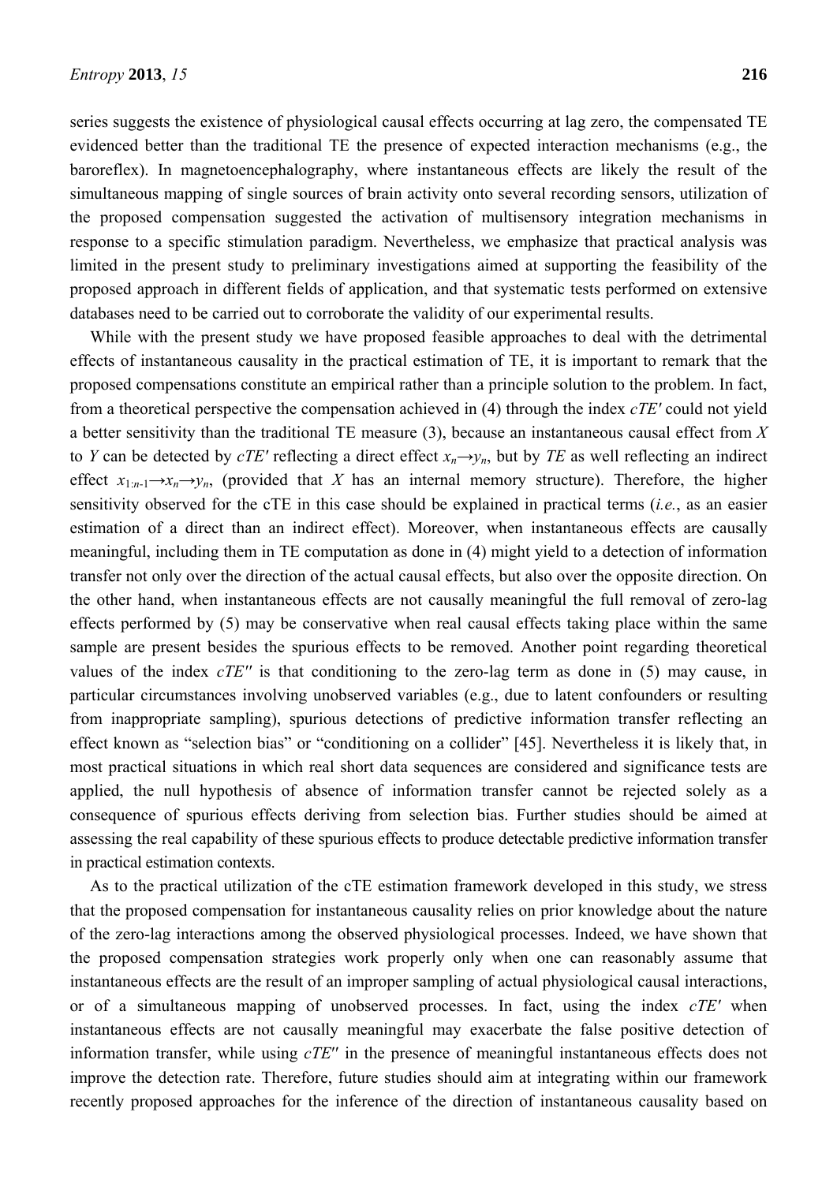series suggests the existence of physiological causal effects occurring at lag zero, the compensated TE evidenced better than the traditional TE the presence of expected interaction mechanisms (e.g., the baroreflex). In magnetoencephalography, where instantaneous effects are likely the result of the simultaneous mapping of single sources of brain activity onto several recording sensors, utilization of the proposed compensation suggested the activation of multisensory integration mechanisms in response to a specific stimulation paradigm. Nevertheless, we emphasize that practical analysis was limited in the present study to preliminary investigations aimed at supporting the feasibility of the proposed approach in different fields of application, and that systematic tests performed on extensive databases need to be carried out to corroborate the validity of our experimental results.

While with the present study we have proposed feasible approaches to deal with the detrimental effects of instantaneous causality in the practical estimation of TE, it is important to remark that the proposed compensations constitute an empirical rather than a principle solution to the problem. In fact, from a theoretical perspective the compensation achieved in (4) through the index $cTE'$ could not yield a better sensitivity than the traditional TE measure (3), because an instantaneous causal effect from $X$ to $Y$ can be detected by $cTE'$ reflecting a direct effect $x_n \rightarrow y_n$, but by $TE$ as well reflecting an indirect effect $x_{1:n-1} \rightarrow x_n \rightarrow y_n$, (provided that $X$ has an internal memory structure). Therefore, the higher sensitivity observed for the cTE in this case should be explained in practical terms (*i.e.*, as an easier estimation of a direct than an indirect effect). Moreover, when instantaneous effects are causally meaningful, including them in TE computation as done in (4) might yield to a detection of information transfer not only over the direction of the actual causal effects, but also over the opposite direction. On the other hand, when instantaneous effects are not causally meaningful the full removal of zero-lag effects performed by (5) may be conservative when real causal effects taking place within the same sample are present besides the spurious effects to be removed. Another point regarding theoretical values of the index $cTE''$ is that conditioning to the zero-lag term as done in (5) may cause, in particular circumstances involving unobserved variables (e.g., due to latent confounders or resulting from inappropriate sampling), spurious detections of predictive information transfer reflecting an effect known as "selection bias" or "conditioning on a collider" [45]. Nevertheless it is likely that, in most practical situations in which real short data sequences are considered and significance tests are applied, the null hypothesis of absence of information transfer cannot be rejected solely as a consequence of spurious effects deriving from selection bias. Further studies should be aimed at assessing the real capability of these spurious effects to produce detectable predictive information transfer in practical estimation contexts.

As to the practical utilization of the cTE estimation framework developed in this study, we stress that the proposed compensation for instantaneous causality relies on prior knowledge about the nature of the zero-lag interactions among the observed physiological processes. Indeed, we have shown that the proposed compensation strategies work properly only when one can reasonably assume that instantaneous effects are the result of an improper sampling of actual physiological causal interactions, or of a simultaneous mapping of unobserved processes. In fact, using the index $cTE'$ when instantaneous effects are not causally meaningful may exacerbate the false positive detection of information transfer, while using $cTE''$ in the presence of meaningful instantaneous effects does not improve the detection rate. Therefore, future studies should aim at integrating within our framework recently proposed approaches for the inference of the direction of instantaneous causality based on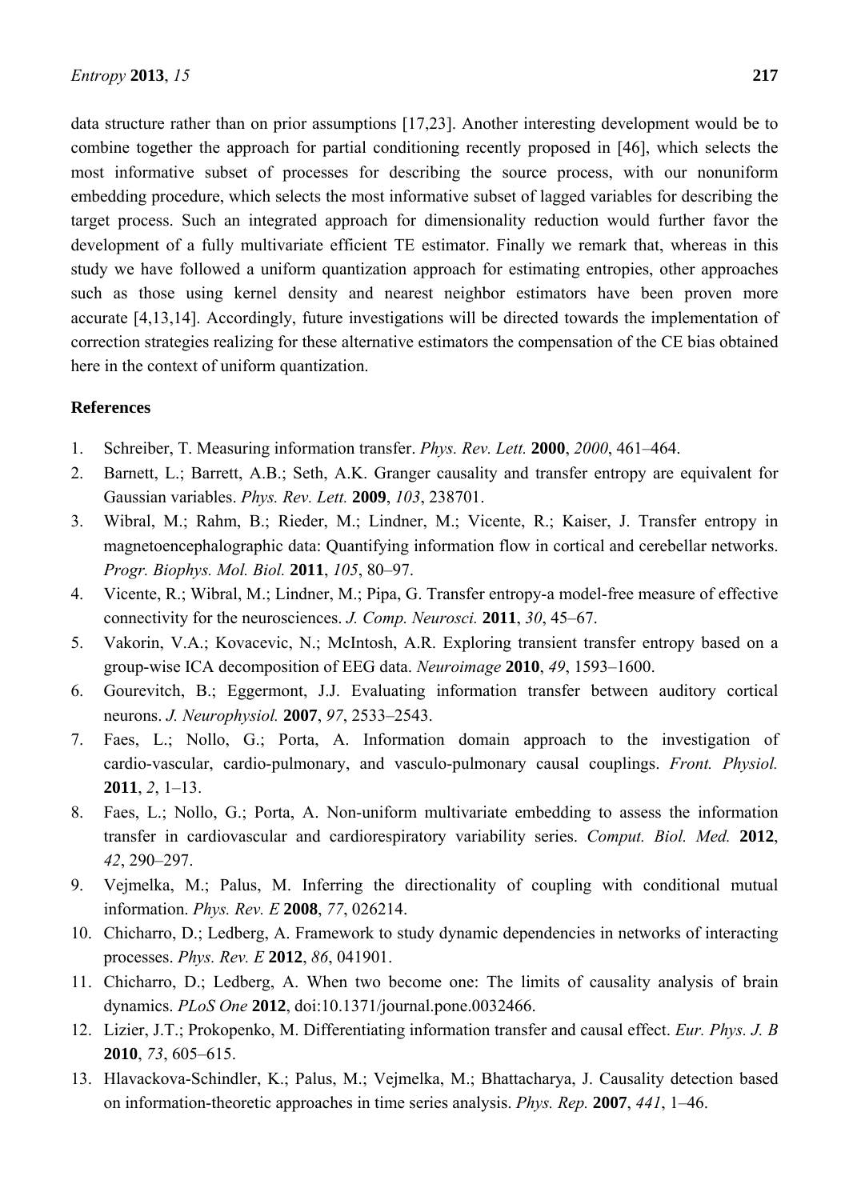data structure rather than on prior assumptions [17,23]. Another interesting development would be to combine together the approach for partial conditioning recently proposed in [46], which selects the most informative subset of processes for describing the source process, with our nonuniform embedding procedure, which selects the most informative subset of lagged variables for describing the target process. Such an integrated approach for dimensionality reduction would further favor the development of a fully multivariate efficient TE estimator. Finally we remark that, whereas in this study we have followed a uniform quantization approach for estimating entropies, other approaches such as those using kernel density and nearest neighbor estimators have been proven more accurate [4,13,14]. Accordingly, future investigations will be directed towards the implementation of correction strategies realizing for these alternative estimators the compensation of the CE bias obtained here in the context of uniform quantization.

**References**

1. Schreiber, T. Measuring information transfer. *Phys. Rev. Lett.* **2000**, *2000*, 461–464.
2. Barnett, L.; Barrett, A.B.; Seth, A.K. Granger causality and transfer entropy are equivalent for Gaussian variables. *Phys. Rev. Lett.* **2009**, *103*, 238701.
3. Wibral, M.; Rahm, B.; Rieder, M.; Lindner, M.; Vicente, R.; Kaiser, J. Transfer entropy in magnetoencephalographic data: Quantifying information flow in cortical and cerebellar networks. *Progr. Biophys. Mol. Biol.* **2011**, *105*, 80–97.
4. Vicente, R.; Wibral, M.; Lindner, M.; Pipa, G. Transfer entropy-a model-free measure of effective connectivity for the neurosciences. *J. Comp. Neurosci.* **2011**, *30*, 45–67.
5. Vakorin, V.A.; Kovacevic, N.; McIntosh, A.R. Exploring transient transfer entropy based on a group-wise ICA decomposition of EEG data. *Neuroimage* **2010**, *49*, 1593–1600.
6. Gourevitch, B.; Eggermont, J.J. Evaluating information transfer between auditory cortical neurons. *J. Neurophysiol.* **2007**, *97*, 2533–2543.
7. Faes, L.; Nollo, G.; Porta, A. Information domain approach to the investigation of cardio-vascular, cardio-pulmonary, and vasculo-pulmonary causal couplings. *Front. Physiol.* **2011**, *2*, 1–13.
8. Faes, L.; Nollo, G.; Porta, A. Non-uniform multivariate embedding to assess the information transfer in cardiovascular and cardiorespiratory variability series. *Comput. Biol. Med.* **2012**, *42*, 290–297.
9. Vejmelka, M.; Palus, M. Inferring the directionality of coupling with conditional mutual information. *Phys. Rev. E* **2008**, *77*, 026214.
10. Chicharro, D.; Ledberg, A. Framework to study dynamic dependencies in networks of interacting processes. *Phys. Rev. E* **2012**, *86*, 041901.
11. Chicharro, D.; Ledberg, A. When two become one: The limits of causality analysis of brain dynamics. *PLoS One* **2012**, doi:10.1371/journal.pone.0032466.
12. Lizier, J.T.; Prokopenko, M. Differentiating information transfer and causal effect. *Eur. Phys. J. B* **2010**, *73*, 605–615.
13. Hlavackova-Schindler, K.; Palus, M.; Vejmelka, M.; Bhattacharya, J. Causality detection based on information-theoretic approaches in time series analysis. *Phys. Rep.* **2007**, *441*, 1–46.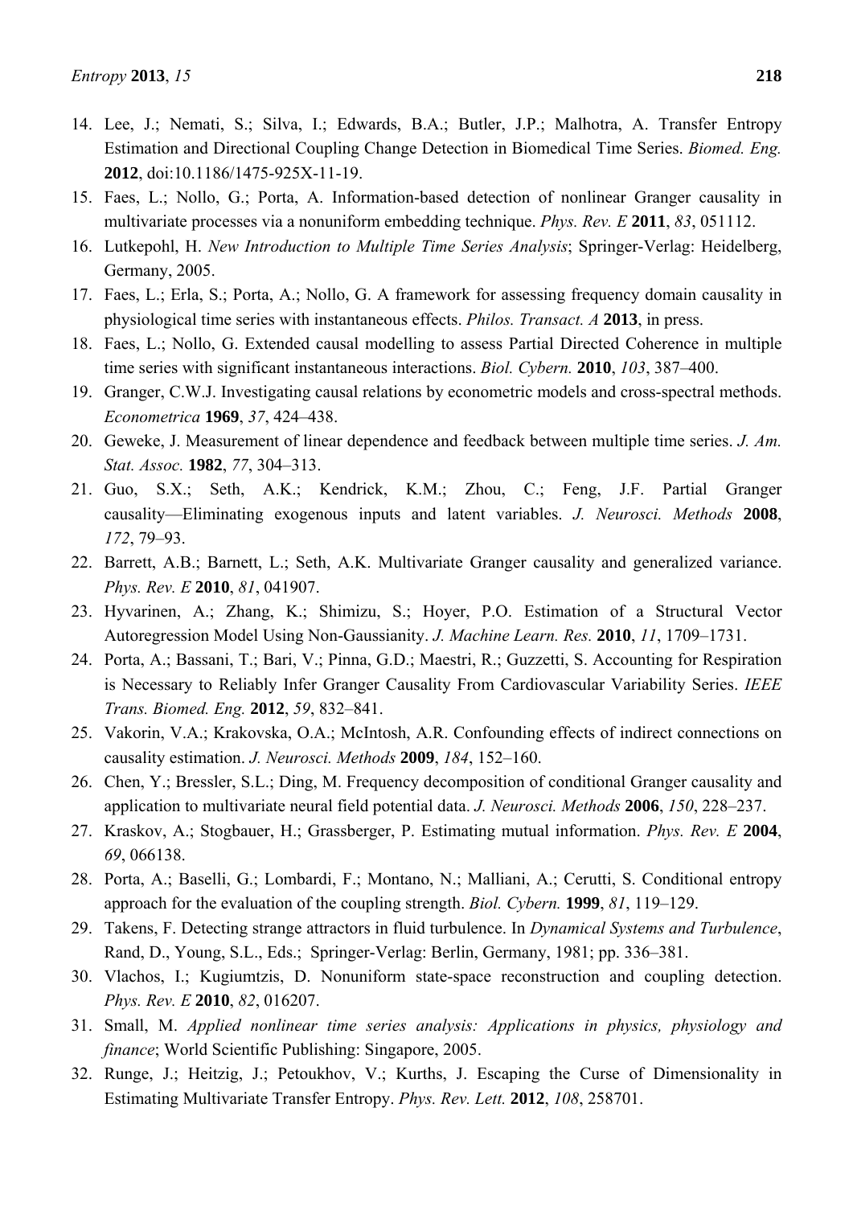14. Lee, J.; Nemati, S.; Silva, I.; Edwards, B.A.; Butler, J.P.; Malhotra, A. Transfer Entropy Estimation and Directional Coupling Change Detection in Biomedical Time Series. *Biomed. Eng.* **2012**, doi:10.1186/1475-925X-11-19.
15. Faes, L.; Nollo, G.; Porta, A. Information-based detection of nonlinear Granger causality in multivariate processes via a nonuniform embedding technique. *Phys. Rev. E* **2011**, *83*, 051112.
16. Lutkepohl, H. *New Introduction to Multiple Time Series Analysis*; Springer-Verlag: Heidelberg, Germany, 2005.
17. Faes, L.; Erla, S.; Porta, A.; Nollo, G. A framework for assessing frequency domain causality in physiological time series with instantaneous effects. *Philos. Transact. A* **2013**, in press.
18. Faes, L.; Nollo, G. Extended causal modelling to assess Partial Directed Coherence in multiple time series with significant instantaneous interactions. *Biol. Cybern.* **2010**, *103*, 387–400.
19. Granger, C.W.J. Investigating causal relations by econometric models and cross-spectral methods. *Econometrica* **1969**, *37*, 424–438.
20. Geweke, J. Measurement of linear dependence and feedback between multiple time series. *J. Am. Stat. Assoc.* **1982**, *77*, 304–313.
21. Guo, S.X.; Seth, A.K.; Kendrick, K.M.; Zhou, C.; Feng, J.F. Partial Granger causality—Eliminating exogenous inputs and latent variables. *J. Neurosci. Methods* **2008**, *172*, 79–93.
22. Barrett, A.B.; Barnett, L.; Seth, A.K. Multivariate Granger causality and generalized variance. *Phys. Rev. E* **2010**, *81*, 041907.
23. Hyvarinen, A.; Zhang, K.; Shimizu, S.; Hoyer, P.O. Estimation of a Structural Vector Autoregression Model Using Non-Gaussianity. *J. Machine Learn. Res.* **2010**, *11*, 1709–1731.
24. Porta, A.; Bassani, T.; Bari, V.; Pinna, G.D.; Maestri, R.; Guzzetti, S. Accounting for Respiration is Necessary to Reliably Infer Granger Causality From Cardiovascular Variability Series. *IEEE Trans. Biomed. Eng.* **2012**, *59*, 832–841.
25. Vakorin, V.A.; Krakovska, O.A.; McIntosh, A.R. Confounding effects of indirect connections on causality estimation. *J. Neurosci. Methods* **2009**, *184*, 152–160.
26. Chen, Y.; Bressler, S.L.; Ding, M. Frequency decomposition of conditional Granger causality and application to multivariate neural field potential data. *J. Neurosci. Methods* **2006**, *150*, 228–237.
27. Kraskov, A.; Stogbauer, H.; Grassberger, P. Estimating mutual information. *Phys. Rev. E* **2004**, *69*, 066138.
28. Porta, A.; Baselli, G.; Lombardi, F.; Montano, N.; Malliani, A.; Cerutti, S. Conditional entropy approach for the evaluation of the coupling strength. *Biol. Cybern.* **1999**, *81*, 119–129.
29. Takens, F. Detecting strange attractors in fluid turbulence. In *Dynamical Systems and Turbulence*, Rand, D., Young, S.L., Eds.; Springer-Verlag: Berlin, Germany, 1981; pp. 336–381.
30. Vlachos, I.; Kugiumtzis, D. Nonuniform state-space reconstruction and coupling detection. *Phys. Rev. E* **2010**, *82*, 016207.
31. Small, M. *Applied nonlinear time series analysis: Applications in physics, physiology and finance*; World Scientific Publishing: Singapore, 2005.
32. Runge, J.; Heitzig, J.; Petoukhov, V.; Kurths, J. Escaping the Curse of Dimensionality in Estimating Multivariate Transfer Entropy. *Phys. Rev. Lett.* **2012**, *108*, 258701.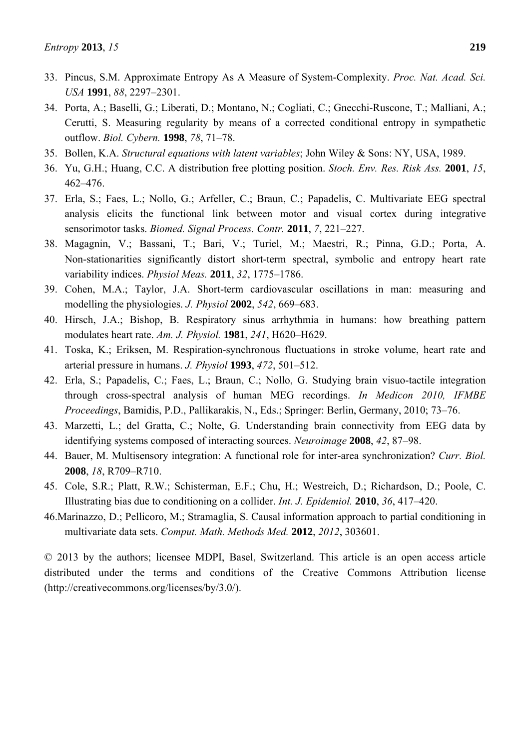33. Pincus, S.M. Approximate Entropy As A Measure of System-Complexity. *Proc. Nat. Acad. Sci. USA* **1991**, *88*, 2297–2301.
34. Porta, A.; Baselli, G.; Liberati, D.; Montano, N.; Cogliati, C.; Gnecchi-Ruscone, T.; Malliani, A.; Cerutti, S. Measuring regularity by means of a corrected conditional entropy in sympathetic outflow. *Biol. Cybern.* **1998**, *78*, 71–78.
35. Bollen, K.A. *Structural equations with latent variables*; John Wiley & Sons: NY, USA, 1989.
36. Yu, G.H.; Huang, C.C. A distribution free plotting position. *Stoch. Env. Res. Risk Ass.* **2001**, *15*, 462–476.
37. Erla, S.; Faes, L.; Nollo, G.; Arfeller, C.; Braun, C.; Papadelis, C. Multivariate EEG spectral analysis elicits the functional link between motor and visual cortex during integrative sensorimotor tasks. *Biomed. Signal Process. Contr.* **2011**, *7*, 221–227.
38. Magagnin, V.; Bassani, T.; Bari, V.; Turiel, M.; Maestri, R.; Pinna, G.D.; Porta, A. Non-stationarities significantly distort short-term spectral, symbolic and entropy heart rate variability indices. *Physiol Meas.* **2011**, *32*, 1775–1786.
39. Cohen, M.A.; Taylor, J.A. Short-term cardiovascular oscillations in man: measuring and modelling the physiologies. *J. Physiol* **2002**, *542*, 669–683.
40. Hirsch, J.A.; Bishop, B. Respiratory sinus arrhythmia in humans: how breathing pattern modulates heart rate. *Am. J. Physiol.* **1981**, *241*, H620–H629.
41. Toska, K.; Eriksen, M. Respiration-synchronous fluctuations in stroke volume, heart rate and arterial pressure in humans. *J. Physiol* **1993**, *472*, 501–512.
42. Erla, S.; Papadelis, C.; Faes, L.; Braun, C.; Nollo, G. Studying brain visuo-tactile integration through cross-spectral analysis of human MEG recordings. *In Medicon 2010, IFMBE Proceedings*, Bamidis, P.D., Pallikarakis, N., Eds.; Springer: Berlin, Germany, 2010; 73–76.
43. Marzetti, L.; del Gratta, C.; Nolte, G. Understanding brain connectivity from EEG data by identifying systems composed of interacting sources. *Neuroimage* **2008**, *42*, 87–98.
44. Bauer, M. Multisensory integration: A functional role for inter-area synchronization? *Curr. Biol.* **2008**, *18*, R709–R710.
45. Cole, S.R.; Platt, R.W.; Schisterman, E.F.; Chu, H.; Westreich, D.; Richardson, D.; Poole, C. Illustrating bias due to conditioning on a collider. *Int. J. Epidemiol.* **2010**, *36*, 417–420.
46. Marinazzo, D.; Pellicoro, M.; Stramaglia, S. Causal information approach to partial conditioning in multivariate data sets. *Comput. Math. Methods Med.* **2012**, *2012*, 303601.

© 2013 by the authors; licensee MDPI, Basel, Switzerland. This article is an open access article distributed under the terms and conditions of the Creative Commons Attribution license (http://creativecommons.org/licenses/by/3.0/).